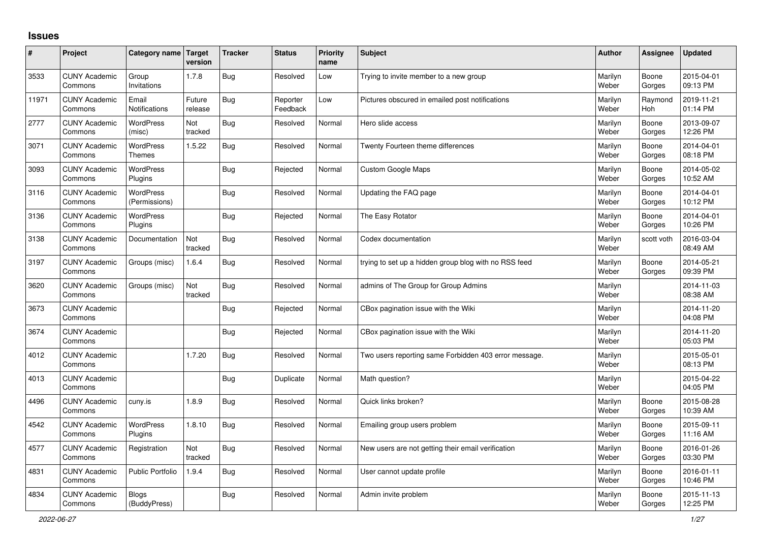# Issues

| # | Project | Category name | Target version | Tracker | Status | Priority name | Subject | Author | Assignee | Updated |
|---|---|---|---|---|---|---|---|---|---|---|
| 3533 | CUNY Academic Commons | Group Invitations | 1.7.8 | Bug | Resolved | Low | Trying to invite member to a new group | Marilyn Weber | Boone Gorges | 2015-04-01 09:13 PM |
| 11971 | CUNY Academic Commons | Email Notifications | Future release | Bug | Reporter Feedback | Low | Pictures obscured in emailed post notifications | Marilyn Weber | Raymond Hoh | 2019-11-21 01:14 PM |
| 2777 | CUNY Academic Commons | WordPress (misc) | Not tracked | Bug | Resolved | Normal | Hero slide access | Marilyn Weber | Boone Gorges | 2013-09-07 12:26 PM |
| 3071 | CUNY Academic Commons | WordPress Themes | 1.5.22 | Bug | Resolved | Normal | Twenty Fourteen theme differences | Marilyn Weber | Boone Gorges | 2014-04-01 08:18 PM |
| 3093 | CUNY Academic Commons | WordPress Plugins | | Bug | Rejected | Normal | Custom Google Maps | Marilyn Weber | Boone Gorges | 2014-05-02 10:52 AM |
| 3116 | CUNY Academic Commons | WordPress (Permissions) | | Bug | Resolved | Normal | Updating the FAQ page | Marilyn Weber | Boone Gorges | 2014-04-01 10:12 PM |
| 3136 | CUNY Academic Commons | WordPress Plugins | | Bug | Rejected | Normal | The Easy Rotator | Marilyn Weber | Boone Gorges | 2014-04-01 10:26 PM |
| 3138 | CUNY Academic Commons | Documentation | Not tracked | Bug | Resolved | Normal | Codex documentation | Marilyn Weber | scott voth | 2016-03-04 08:49 AM |
| 3197 | CUNY Academic Commons | Groups (misc) | 1.6.4 | Bug | Resolved | Normal | trying to set up a hidden group blog with no RSS feed | Marilyn Weber | Boone Gorges | 2014-05-21 09:39 PM |
| 3620 | CUNY Academic Commons | Groups (misc) | Not tracked | Bug | Resolved | Normal | admins of The Group for Group Admins | Marilyn Weber | | 2014-11-03 08:38 AM |
| 3673 | CUNY Academic Commons | | | Bug | Rejected | Normal | CBox pagination issue with the Wiki | Marilyn Weber | | 2014-11-20 04:08 PM |
| 3674 | CUNY Academic Commons | | | Bug | Rejected | Normal | CBox pagination issue with the Wiki | Marilyn Weber | | 2014-11-20 05:03 PM |
| 4012 | CUNY Academic Commons | | 1.7.20 | Bug | Resolved | Normal | Two users reporting same Forbidden 403 error message. | Marilyn Weber | | 2015-05-01 08:13 PM |
| 4013 | CUNY Academic Commons | | | Bug | Duplicate | Normal | Math question? | Marilyn Weber | | 2015-04-22 04:05 PM |
| 4496 | CUNY Academic Commons | cuny.is | 1.8.9 | Bug | Resolved | Normal | Quick links broken? | Marilyn Weber | Boone Gorges | 2015-08-28 10:39 AM |
| 4542 | CUNY Academic Commons | WordPress Plugins | 1.8.10 | Bug | Resolved | Normal | Emailing group users problem | Marilyn Weber | Boone Gorges | 2015-09-11 11:16 AM |
| 4577 | CUNY Academic Commons | Registration | Not tracked | Bug | Resolved | Normal | New users are not getting their email verification | Marilyn Weber | Boone Gorges | 2016-01-26 03:30 PM |
| 4831 | CUNY Academic Commons | Public Portfolio | 1.9.4 | Bug | Resolved | Normal | User cannot update profile | Marilyn Weber | Boone Gorges | 2016-01-11 10:46 PM |
| 4834 | CUNY Academic Commons | Blogs (BuddyPress) | | Bug | Resolved | Normal | Admin invite problem | Marilyn Weber | Boone Gorges | 2015-11-13 12:25 PM |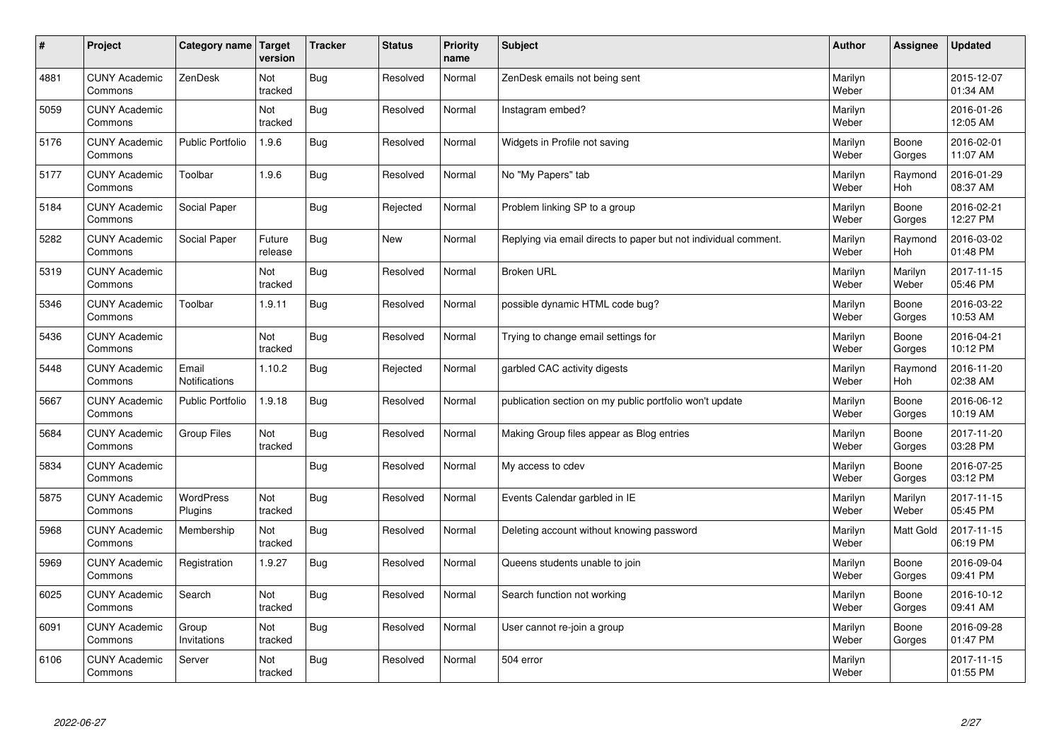| # | Project | Category name | Target version | Tracker | Status | Priority name | Subject | Author | Assignee | Updated |
|---|---|---|---|---|---|---|---|---|---|---|
| 4881 | CUNY Academic Commons | ZenDesk | Not tracked | Bug | Resolved | Normal | ZenDesk emails not being sent | Marilyn Weber | | 2015-12-07 01:34 AM |
| 5059 | CUNY Academic Commons | | Not tracked | Bug | Resolved | Normal | Instagram embed? | Marilyn Weber | | 2016-01-26 12:05 AM |
| 5176 | CUNY Academic Commons | Public Portfolio | 1.9.6 | Bug | Resolved | Normal | Widgets in Profile not saving | Marilyn Weber | Boone Gorges | 2016-02-01 11:07 AM |
| 5177 | CUNY Academic Commons | Toolbar | 1.9.6 | Bug | Resolved | Normal | No "My Papers" tab | Marilyn Weber | Raymond Hoh | 2016-01-29 08:37 AM |
| 5184 | CUNY Academic Commons | Social Paper | | Bug | Rejected | Normal | Problem linking SP to a group | Marilyn Weber | Boone Gorges | 2016-02-21 12:27 PM |
| 5282 | CUNY Academic Commons | Social Paper | Future release | Bug | New | Normal | Replying via email directs to paper but not individual comment. | Marilyn Weber | Raymond Hoh | 2016-03-02 01:48 PM |
| 5319 | CUNY Academic Commons | | Not tracked | Bug | Resolved | Normal | Broken URL | Marilyn Weber | Marilyn Weber | 2017-11-15 05:46 PM |
| 5346 | CUNY Academic Commons | Toolbar | 1.9.11 | Bug | Resolved | Normal | possible dynamic HTML code bug? | Marilyn Weber | Boone Gorges | 2016-03-22 10:53 AM |
| 5436 | CUNY Academic Commons | | Not tracked | Bug | Resolved | Normal | Trying to change email settings for | Marilyn Weber | Boone Gorges | 2016-04-21 10:12 PM |
| 5448 | CUNY Academic Commons | Email Notifications | 1.10.2 | Bug | Rejected | Normal | garbled CAC activity digests | Marilyn Weber | Raymond Hoh | 2016-11-20 02:38 AM |
| 5667 | CUNY Academic Commons | Public Portfolio | 1.9.18 | Bug | Resolved | Normal | publication section on my public portfolio won't update | Marilyn Weber | Boone Gorges | 2016-06-12 10:19 AM |
| 5684 | CUNY Academic Commons | Group Files | Not tracked | Bug | Resolved | Normal | Making Group files appear as Blog entries | Marilyn Weber | Boone Gorges | 2017-11-20 03:28 PM |
| 5834 | CUNY Academic Commons | | | Bug | Resolved | Normal | My access to cdev | Marilyn Weber | Boone Gorges | 2016-07-25 03:12 PM |
| 5875 | CUNY Academic Commons | WordPress Plugins | Not tracked | Bug | Resolved | Normal | Events Calendar garbled in IE | Marilyn Weber | Marilyn Weber | 2017-11-15 05:45 PM |
| 5968 | CUNY Academic Commons | Membership | Not tracked | Bug | Resolved | Normal | Deleting account without knowing password | Marilyn Weber | Matt Gold | 2017-11-15 06:19 PM |
| 5969 | CUNY Academic Commons | Registration | 1.9.27 | Bug | Resolved | Normal | Queens students unable to join | Marilyn Weber | Boone Gorges | 2016-09-04 09:41 PM |
| 6025 | CUNY Academic Commons | Search | Not tracked | Bug | Resolved | Normal | Search function not working | Marilyn Weber | Boone Gorges | 2016-10-12 09:41 AM |
| 6091 | CUNY Academic Commons | Group Invitations | Not tracked | Bug | Resolved | Normal | User cannot re-join a group | Marilyn Weber | Boone Gorges | 2016-09-28 01:47 PM |
| 6106 | CUNY Academic Commons | Server | Not tracked | Bug | Resolved | Normal | 504 error | Marilyn Weber | | 2017-11-15 01:55 PM |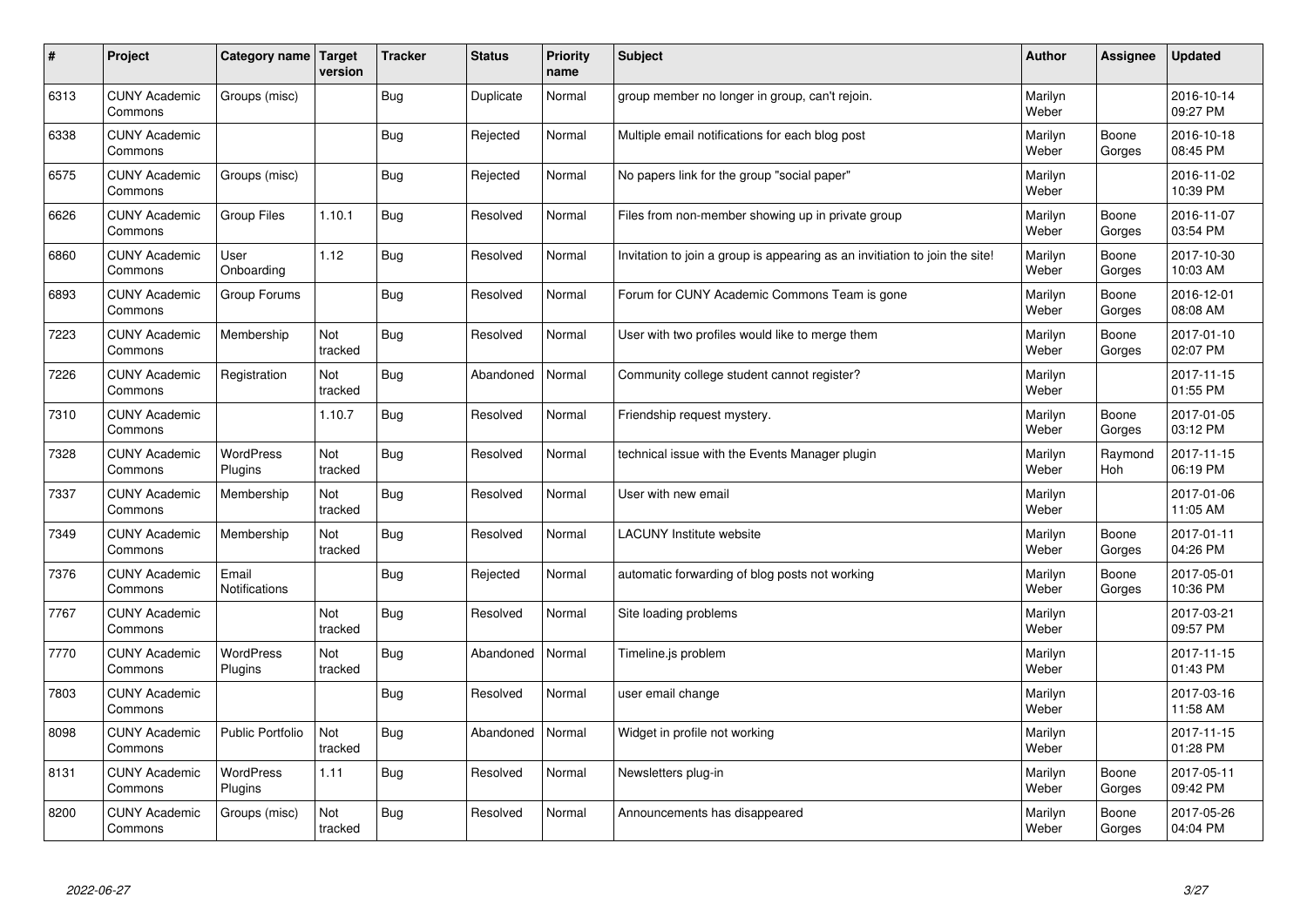| # | Project | Category name | Target version | Tracker | Status | Priority name | Subject | Author | Assignee | Updated |
|---|---|---|---|---|---|---|---|---|---|---|
| 6313 | CUNY Academic Commons | Groups (misc) | | Bug | Duplicate | Normal | group member no longer in group, can't rejoin. | Marilyn Weber | | 2016-10-14 09:27 PM |
| 6338 | CUNY Academic Commons | | | Bug | Rejected | Normal | Multiple email notifications for each blog post | Marilyn Weber | Boone Gorges | 2016-10-18 08:45 PM |
| 6575 | CUNY Academic Commons | Groups (misc) | | Bug | Rejected | Normal | No papers link for the group "social paper" | Marilyn Weber | | 2016-11-02 10:39 PM |
| 6626 | CUNY Academic Commons | Group Files | 1.10.1 | Bug | Resolved | Normal | Files from non-member showing up in private group | Marilyn Weber | Boone Gorges | 2016-11-07 03:54 PM |
| 6860 | CUNY Academic Commons | User Onboarding | 1.12 | Bug | Resolved | Normal | Invitation to join a group is appearing as an invitation to join the site! | Marilyn Weber | Boone Gorges | 2017-10-30 10:03 AM |
| 6893 | CUNY Academic Commons | Group Forums | | Bug | Resolved | Normal | Forum for CUNY Academic Commons Team is gone | Marilyn Weber | Boone Gorges | 2016-12-01 08:08 AM |
| 7223 | CUNY Academic Commons | Membership | Not tracked | Bug | Resolved | Normal | User with two profiles would like to merge them | Marilyn Weber | Boone Gorges | 2017-01-10 02:07 PM |
| 7226 | CUNY Academic Commons | Registration | Not tracked | Bug | Abandoned | Normal | Community college student cannot register? | Marilyn Weber | | 2017-11-15 01:55 PM |
| 7310 | CUNY Academic Commons | | 1.10.7 | Bug | Resolved | Normal | Friendship request mystery. | Marilyn Weber | Boone Gorges | 2017-01-05 03:12 PM |
| 7328 | CUNY Academic Commons | WordPress Plugins | Not tracked | Bug | Resolved | Normal | technical issue with the Events Manager plugin | Marilyn Weber | Raymond Hoh | 2017-11-15 06:19 PM |
| 7337 | CUNY Academic Commons | Membership | Not tracked | Bug | Resolved | Normal | User with new email | Marilyn Weber | | 2017-01-06 11:05 AM |
| 7349 | CUNY Academic Commons | Membership | Not tracked | Bug | Resolved | Normal | LACUNY Institute website | Marilyn Weber | Boone Gorges | 2017-01-11 04:26 PM |
| 7376 | CUNY Academic Commons | Email Notifications | | Bug | Rejected | Normal | automatic forwarding of blog posts not working | Marilyn Weber | Boone Gorges | 2017-05-01 10:36 PM |
| 7767 | CUNY Academic Commons | | Not tracked | Bug | Resolved | Normal | Site loading problems | Marilyn Weber | | 2017-03-21 09:57 PM |
| 7770 | CUNY Academic Commons | WordPress Plugins | Not tracked | Bug | Abandoned | Normal | Timeline.js problem | Marilyn Weber | | 2017-11-15 01:43 PM |
| 7803 | CUNY Academic Commons | | | Bug | Resolved | Normal | user email change | Marilyn Weber | | 2017-03-16 11:58 AM |
| 8098 | CUNY Academic Commons | Public Portfolio | Not tracked | Bug | Abandoned | Normal | Widget in profile not working | Marilyn Weber | | 2017-11-15 01:28 PM |
| 8131 | CUNY Academic Commons | WordPress Plugins | 1.11 | Bug | Resolved | Normal | Newsletters plug-in | Marilyn Weber | Boone Gorges | 2017-05-11 09:42 PM |
| 8200 | CUNY Academic Commons | Groups (misc) | Not tracked | Bug | Resolved | Normal | Announcements has disappeared | Marilyn Weber | Boone Gorges | 2017-05-26 04:04 PM |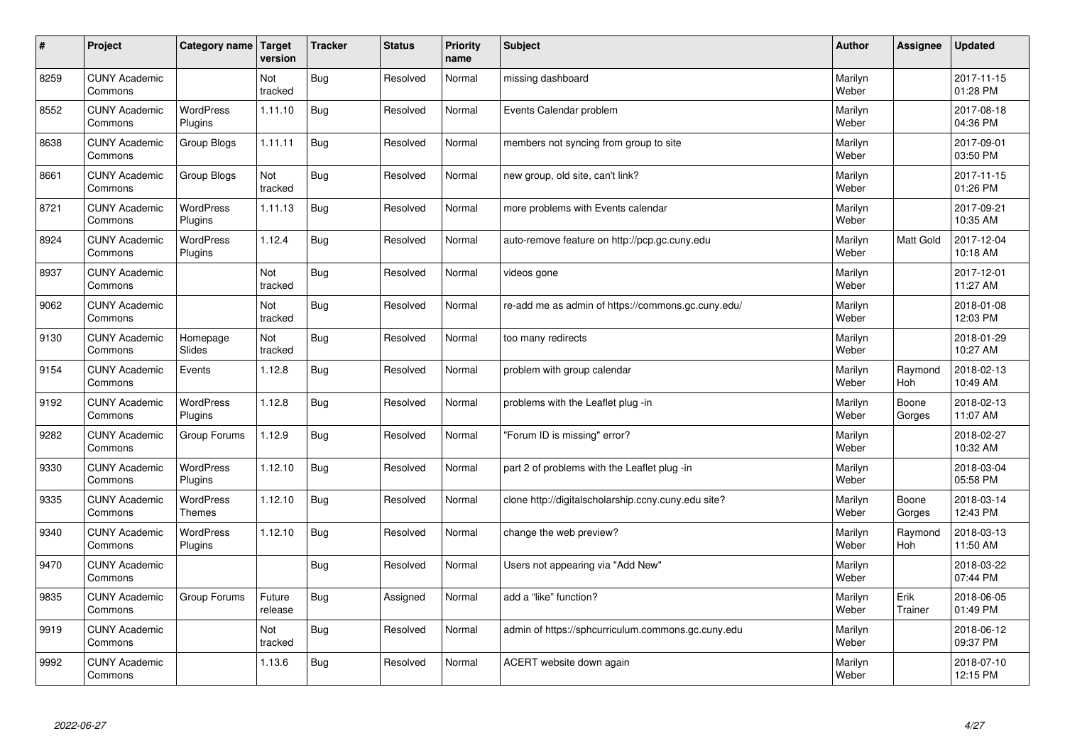| # | Project | Category name | Target version | Tracker | Status | Priority name | Subject | Author | Assignee | Updated |
|---|---|---|---|---|---|---|---|---|---|---|
| 8259 | CUNY Academic Commons | | Not tracked | Bug | Resolved | Normal | missing dashboard | Marilyn Weber | | 2017-11-15 01:28 PM |
| 8552 | CUNY Academic Commons | WordPress Plugins | 1.11.10 | Bug | Resolved | Normal | Events Calendar problem | Marilyn Weber | | 2017-08-18 04:36 PM |
| 8638 | CUNY Academic Commons | Group Blogs | 1.11.11 | Bug | Resolved | Normal | members not syncing from group to site | Marilyn Weber | | 2017-09-01 03:50 PM |
| 8661 | CUNY Academic Commons | Group Blogs | Not tracked | Bug | Resolved | Normal | new group, old site, can't link? | Marilyn Weber | | 2017-11-15 01:26 PM |
| 8721 | CUNY Academic Commons | WordPress Plugins | 1.11.13 | Bug | Resolved | Normal | more problems with Events calendar | Marilyn Weber | | 2017-09-21 10:35 AM |
| 8924 | CUNY Academic Commons | WordPress Plugins | 1.12.4 | Bug | Resolved | Normal | auto-remove feature on http://pcp.gc.cuny.edu | Marilyn Weber | Matt Gold | 2017-12-04 10:18 AM |
| 8937 | CUNY Academic Commons | | Not tracked | Bug | Resolved | Normal | videos gone | Marilyn Weber | | 2017-12-01 11:27 AM |
| 9062 | CUNY Academic Commons | | Not tracked | Bug | Resolved | Normal | re-add me as admin of https://commons.gc.cuny.edu/ | Marilyn Weber | | 2018-01-08 12:03 PM |
| 9130 | CUNY Academic Commons | Homepage Slides | Not tracked | Bug | Resolved | Normal | too many redirects | Marilyn Weber | | 2018-01-29 10:27 AM |
| 9154 | CUNY Academic Commons | Events | 1.12.8 | Bug | Resolved | Normal | problem with group calendar | Marilyn Weber | Raymond Hoh | 2018-02-13 10:49 AM |
| 9192 | CUNY Academic Commons | WordPress Plugins | 1.12.8 | Bug | Resolved | Normal | problems with the Leaflet plug -in | Marilyn Weber | Boone Gorges | 2018-02-13 11:07 AM |
| 9282 | CUNY Academic Commons | Group Forums | 1.12.9 | Bug | Resolved | Normal | "Forum ID is missing" error? | Marilyn Weber | | 2018-02-27 10:32 AM |
| 9330 | CUNY Academic Commons | WordPress Plugins | 1.12.10 | Bug | Resolved | Normal | part 2 of problems with the Leaflet plug -in | Marilyn Weber | | 2018-03-04 05:58 PM |
| 9335 | CUNY Academic Commons | WordPress Themes | 1.12.10 | Bug | Resolved | Normal | clone http://digitalscholarship.ccny.cuny.edu site? | Marilyn Weber | Boone Gorges | 2018-03-14 12:43 PM |
| 9340 | CUNY Academic Commons | WordPress Plugins | 1.12.10 | Bug | Resolved | Normal | change the web preview? | Marilyn Weber | Raymond Hoh | 2018-03-13 11:50 AM |
| 9470 | CUNY Academic Commons | | | Bug | Resolved | Normal | Users not appearing via "Add New" | Marilyn Weber | | 2018-03-22 07:44 PM |
| 9835 | CUNY Academic Commons | Group Forums | Future release | Bug | Assigned | Normal | add a "like" function? | Marilyn Weber | Erik Trainer | 2018-06-05 01:49 PM |
| 9919 | CUNY Academic Commons | | Not tracked | Bug | Resolved | Normal | admin of https://sphcurriculum.commons.gc.cuny.edu | Marilyn Weber | | 2018-06-12 09:37 PM |
| 9992 | CUNY Academic Commons | | 1.13.6 | Bug | Resolved | Normal | ACERT website down again | Marilyn Weber | | 2018-07-10 12:15 PM |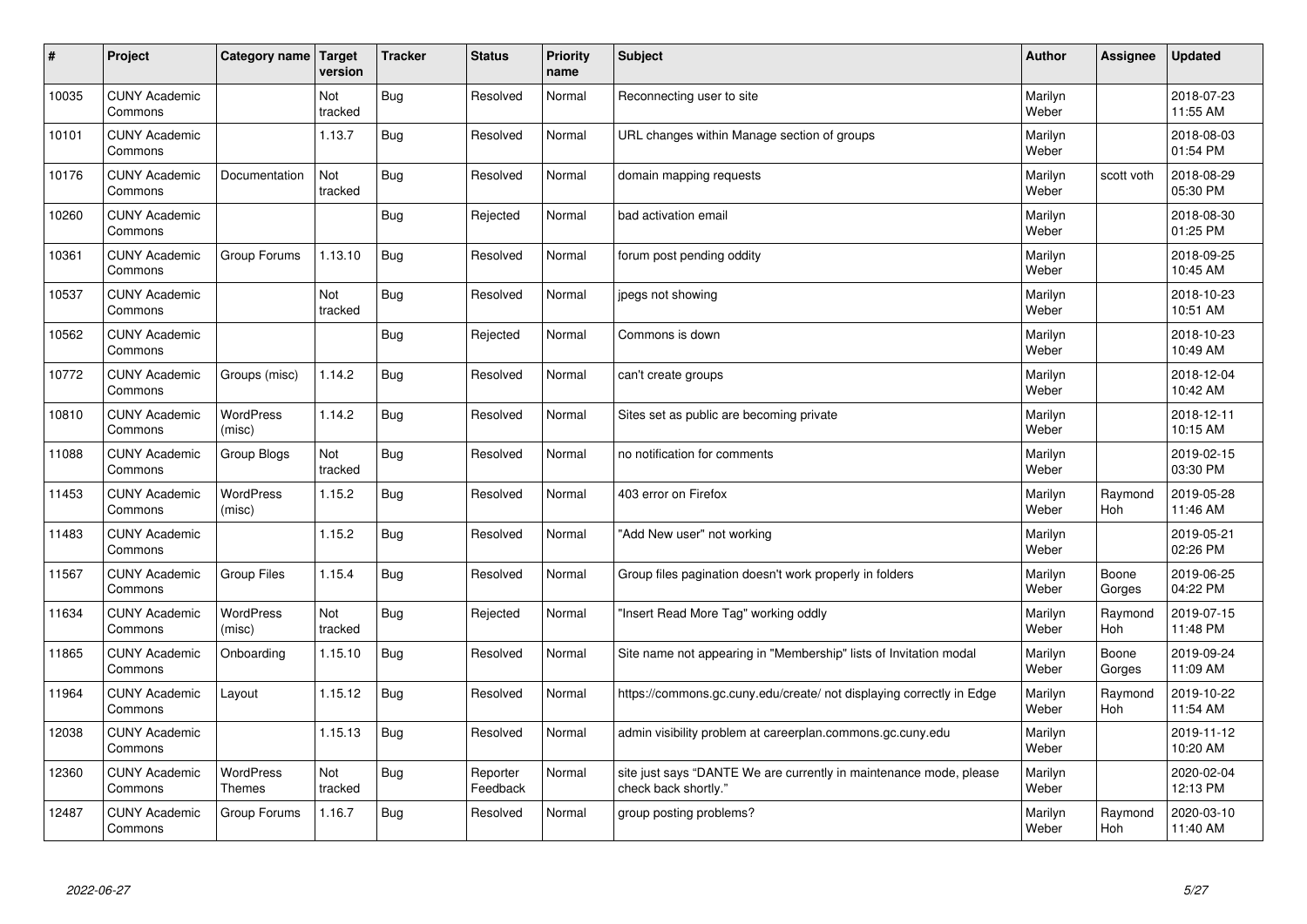| # | Project | Category name | Target version | Tracker | Status | Priority name | Subject | Author | Assignee | Updated |
|---|---|---|---|---|---|---|---|---|---|---|
| 10035 | CUNY Academic Commons | | Not tracked | Bug | Resolved | Normal | Reconnecting user to site | Marilyn Weber | | 2018-07-23 11:55 AM |
| 10101 | CUNY Academic Commons | | 1.13.7 | Bug | Resolved | Normal | URL changes within Manage section of groups | Marilyn Weber | | 2018-08-03 01:54 PM |
| 10176 | CUNY Academic Commons | Documentation | Not tracked | Bug | Resolved | Normal | domain mapping requests | Marilyn Weber | scott voth | 2018-08-29 05:30 PM |
| 10260 | CUNY Academic Commons | | | Bug | Rejected | Normal | bad activation email | Marilyn Weber | | 2018-08-30 01:25 PM |
| 10361 | CUNY Academic Commons | Group Forums | 1.13.10 | Bug | Resolved | Normal | forum post pending oddity | Marilyn Weber | | 2018-09-25 10:45 AM |
| 10537 | CUNY Academic Commons | | Not tracked | Bug | Resolved | Normal | jpegs not showing | Marilyn Weber | | 2018-10-23 10:51 AM |
| 10562 | CUNY Academic Commons | | | Bug | Rejected | Normal | Commons is down | Marilyn Weber | | 2018-10-23 10:49 AM |
| 10772 | CUNY Academic Commons | Groups (misc) | 1.14.2 | Bug | Resolved | Normal | can't create groups | Marilyn Weber | | 2018-12-04 10:42 AM |
| 10810 | CUNY Academic Commons | WordPress (misc) | 1.14.2 | Bug | Resolved | Normal | Sites set as public are becoming private | Marilyn Weber | | 2018-12-11 10:15 AM |
| 11088 | CUNY Academic Commons | Group Blogs | Not tracked | Bug | Resolved | Normal | no notification for comments | Marilyn Weber | | 2019-02-15 03:30 PM |
| 11453 | CUNY Academic Commons | WordPress (misc) | 1.15.2 | Bug | Resolved | Normal | 403 error on Firefox | Marilyn Weber | Raymond Hoh | 2019-05-28 11:46 AM |
| 11483 | CUNY Academic Commons | | 1.15.2 | Bug | Resolved | Normal | "Add New user" not working | Marilyn Weber | | 2019-05-21 02:26 PM |
| 11567 | CUNY Academic Commons | Group Files | 1.15.4 | Bug | Resolved | Normal | Group files pagination doesn't work properly in folders | Marilyn Weber | Boone Gorges | 2019-06-25 04:22 PM |
| 11634 | CUNY Academic Commons | WordPress (misc) | Not tracked | Bug | Rejected | Normal | "Insert Read More Tag" working oddly | Marilyn Weber | Raymond Hoh | 2019-07-15 11:48 PM |
| 11865 | CUNY Academic Commons | Onboarding | 1.15.10 | Bug | Resolved | Normal | Site name not appearing in "Membership" lists of Invitation modal | Marilyn Weber | Boone Gorges | 2019-09-24 11:09 AM |
| 11964 | CUNY Academic Commons | Layout | 1.15.12 | Bug | Resolved | Normal | https://commons.gc.cuny.edu/create/ not displaying correctly in Edge | Marilyn Weber | Raymond Hoh | 2019-10-22 11:54 AM |
| 12038 | CUNY Academic Commons | | 1.15.13 | Bug | Resolved | Normal | admin visibility problem at careerplan.commons.gc.cuny.edu | Marilyn Weber | | 2019-11-12 10:20 AM |
| 12360 | CUNY Academic Commons | WordPress Themes | Not tracked | Bug | Reporter Feedback | Normal | site just says "DANTE We are currently in maintenance mode, please check back shortly." | Marilyn Weber | | 2020-02-04 12:13 PM |
| 12487 | CUNY Academic Commons | Group Forums | 1.16.7 | Bug | Resolved | Normal | group posting problems? | Marilyn Weber | Raymond Hoh | 2020-03-10 11:40 AM |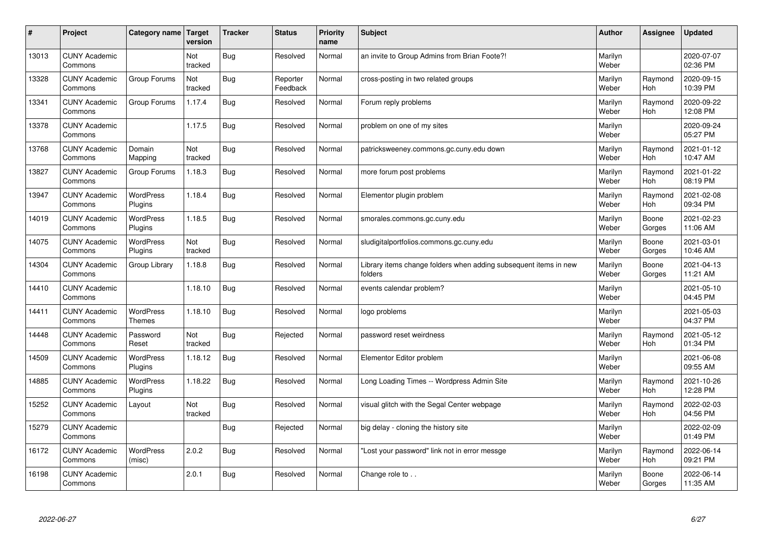| # | Project | Category name | Target version | Tracker | Status | Priority name | Subject | Author | Assignee | Updated |
|---|---|---|---|---|---|---|---|---|---|---|
| 13013 | CUNY Academic Commons | | Not tracked | Bug | Resolved | Normal | an invite to Group Admins from Brian Foote?! | Marilyn Weber | | 2020-07-07 02:36 PM |
| 13328 | CUNY Academic Commons | Group Forums | Not tracked | Bug | Reporter Feedback | Normal | cross-posting in two related groups | Marilyn Weber | Raymond Hoh | 2020-09-15 10:39 PM |
| 13341 | CUNY Academic Commons | Group Forums | 1.17.4 | Bug | Resolved | Normal | Forum reply problems | Marilyn Weber | Raymond Hoh | 2020-09-22 12:08 PM |
| 13378 | CUNY Academic Commons | | 1.17.5 | Bug | Resolved | Normal | problem on one of my sites | Marilyn Weber | | 2020-09-24 05:27 PM |
| 13768 | CUNY Academic Commons | Domain Mapping | Not tracked | Bug | Resolved | Normal | patricksweeney.commons.gc.cuny.edu down | Marilyn Weber | Raymond Hoh | 2021-01-12 10:47 AM |
| 13827 | CUNY Academic Commons | Group Forums | 1.18.3 | Bug | Resolved | Normal | more forum post problems | Marilyn Weber | Raymond Hoh | 2021-01-22 08:19 PM |
| 13947 | CUNY Academic Commons | WordPress Plugins | 1.18.4 | Bug | Resolved | Normal | Elementor plugin problem | Marilyn Weber | Raymond Hoh | 2021-02-08 09:34 PM |
| 14019 | CUNY Academic Commons | WordPress Plugins | 1.18.5 | Bug | Resolved | Normal | smorales.commons.gc.cuny.edu | Marilyn Weber | Boone Gorges | 2021-02-23 11:06 AM |
| 14075 | CUNY Academic Commons | WordPress Plugins | Not tracked | Bug | Resolved | Normal | sludigitalportfolios.commons.gc.cuny.edu | Marilyn Weber | Boone Gorges | 2021-03-01 10:46 AM |
| 14304 | CUNY Academic Commons | Group Library | 1.18.8 | Bug | Resolved | Normal | Library items change folders when adding subsequent items in new folders | Marilyn Weber | Boone Gorges | 2021-04-13 11:21 AM |
| 14410 | CUNY Academic Commons | | 1.18.10 | Bug | Resolved | Normal | events calendar problem? | Marilyn Weber | | 2021-05-10 04:45 PM |
| 14411 | CUNY Academic Commons | WordPress Themes | 1.18.10 | Bug | Resolved | Normal | logo problems | Marilyn Weber | | 2021-05-03 04:37 PM |
| 14448 | CUNY Academic Commons | Password Reset | Not tracked | Bug | Rejected | Normal | password reset weirdness | Marilyn Weber | Raymond Hoh | 2021-05-12 01:34 PM |
| 14509 | CUNY Academic Commons | WordPress Plugins | 1.18.12 | Bug | Resolved | Normal | Elementor Editor problem | Marilyn Weber | | 2021-06-08 09:55 AM |
| 14885 | CUNY Academic Commons | WordPress Plugins | 1.18.22 | Bug | Resolved | Normal | Long Loading Times -- Wordpress Admin Site | Marilyn Weber | Raymond Hoh | 2021-10-26 12:28 PM |
| 15252 | CUNY Academic Commons | Layout | Not tracked | Bug | Resolved | Normal | visual glitch with the Segal Center webpage | Marilyn Weber | Raymond Hoh | 2022-02-03 04:56 PM |
| 15279 | CUNY Academic Commons | | | Bug | Rejected | Normal | big delay - cloning the history site | Marilyn Weber | | 2022-02-09 01:49 PM |
| 16172 | CUNY Academic Commons | WordPress (misc) | 2.0.2 | Bug | Resolved | Normal | "Lost your password" link not in error messge | Marilyn Weber | Raymond Hoh | 2022-06-14 09:21 PM |
| 16198 | CUNY Academic Commons | | 2.0.1 | Bug | Resolved | Normal | Change role to . . | Marilyn Weber | Boone Gorges | 2022-06-14 11:35 AM |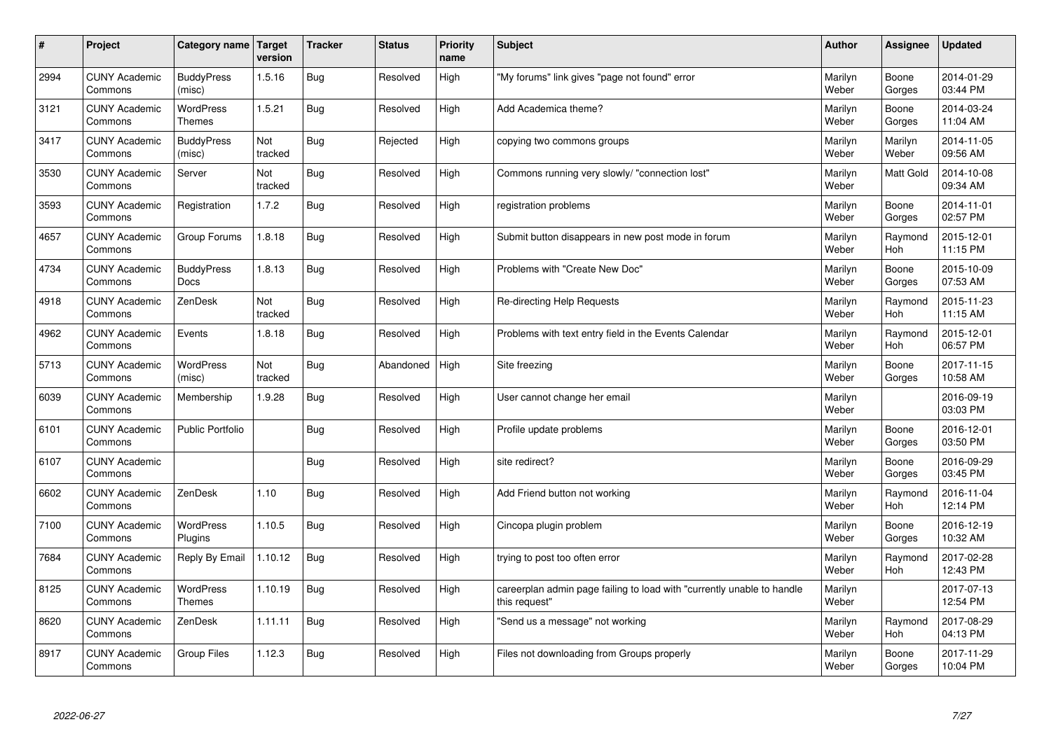| # | Project | Category name | Target version | Tracker | Status | Priority name | Subject | Author | Assignee | Updated |
|---|---|---|---|---|---|---|---|---|---|---|
| 2994 | CUNY Academic Commons | BuddyPress (misc) | 1.5.16 | Bug | Resolved | High | "My forums" link gives "page not found" error | Marilyn Weber | Boone Gorges | 2014-01-29 03:44 PM |
| 3121 | CUNY Academic Commons | WordPress Themes | 1.5.21 | Bug | Resolved | High | Add Academica theme? | Marilyn Weber | Boone Gorges | 2014-03-24 11:04 AM |
| 3417 | CUNY Academic Commons | BuddyPress (misc) | Not tracked | Bug | Rejected | High | copying two commons groups | Marilyn Weber | Marilyn Weber | 2014-11-05 09:56 AM |
| 3530 | CUNY Academic Commons | Server | Not tracked | Bug | Resolved | High | Commons running very slowly/ "connection lost" | Marilyn Weber | Matt Gold | 2014-10-08 09:34 AM |
| 3593 | CUNY Academic Commons | Registration | 1.7.2 | Bug | Resolved | High | registration problems | Marilyn Weber | Boone Gorges | 2014-11-01 02:57 PM |
| 4657 | CUNY Academic Commons | Group Forums | 1.8.18 | Bug | Resolved | High | Submit button disappears in new post mode in forum | Marilyn Weber | Raymond Hoh | 2015-12-01 11:15 PM |
| 4734 | CUNY Academic Commons | BuddyPress Docs | 1.8.13 | Bug | Resolved | High | Problems with "Create New Doc" | Marilyn Weber | Boone Gorges | 2015-10-09 07:53 AM |
| 4918 | CUNY Academic Commons | ZenDesk | Not tracked | Bug | Resolved | High | Re-directing Help Requests | Marilyn Weber | Raymond Hoh | 2015-11-23 11:15 AM |
| 4962 | CUNY Academic Commons | Events | 1.8.18 | Bug | Resolved | High | Problems with text entry field in the Events Calendar | Marilyn Weber | Raymond Hoh | 2015-12-01 06:57 PM |
| 5713 | CUNY Academic Commons | WordPress (misc) | Not tracked | Bug | Abandoned | High | Site freezing | Marilyn Weber | Boone Gorges | 2017-11-15 10:58 AM |
| 6039 | CUNY Academic Commons | Membership | 1.9.28 | Bug | Resolved | High | User cannot change her email | Marilyn Weber | | 2016-09-19 03:03 PM |
| 6101 | CUNY Academic Commons | Public Portfolio | | Bug | Resolved | High | Profile update problems | Marilyn Weber | Boone Gorges | 2016-12-01 03:50 PM |
| 6107 | CUNY Academic Commons | | | Bug | Resolved | High | site redirect? | Marilyn Weber | Boone Gorges | 2016-09-29 03:45 PM |
| 6602 | CUNY Academic Commons | ZenDesk | 1.10 | Bug | Resolved | High | Add Friend button not working | Marilyn Weber | Raymond Hoh | 2016-11-04 12:14 PM |
| 7100 | CUNY Academic Commons | WordPress Plugins | 1.10.5 | Bug | Resolved | High | Cincopa plugin problem | Marilyn Weber | Boone Gorges | 2016-12-19 10:32 AM |
| 7684 | CUNY Academic Commons | Reply By Email | 1.10.12 | Bug | Resolved | High | trying to post too often error | Marilyn Weber | Raymond Hoh | 2017-02-28 12:43 PM |
| 8125 | CUNY Academic Commons | WordPress Themes | 1.10.19 | Bug | Resolved | High | careerplan admin page failing to load with "currently unable to handle this request" | Marilyn Weber | | 2017-07-13 12:54 PM |
| 8620 | CUNY Academic Commons | ZenDesk | 1.11.11 | Bug | Resolved | High | "Send us a message" not working | Marilyn Weber | Raymond Hoh | 2017-08-29 04:13 PM |
| 8917 | CUNY Academic Commons | Group Files | 1.12.3 | Bug | Resolved | High | Files not downloading from Groups properly | Marilyn Weber | Boone Gorges | 2017-11-29 10:04 PM |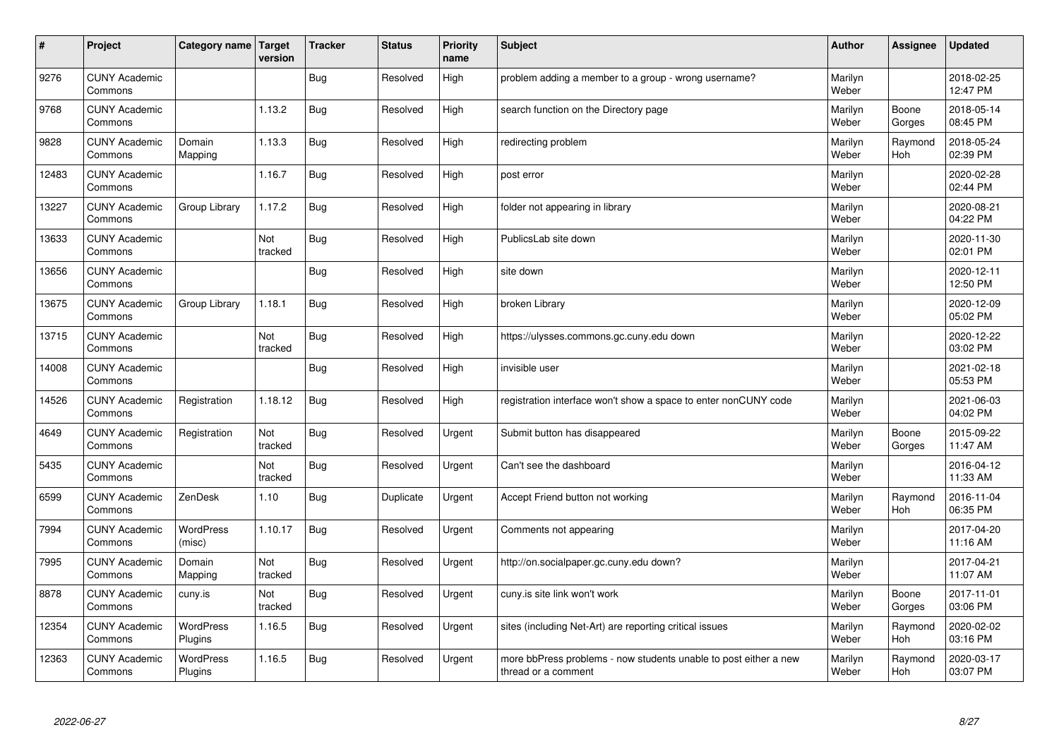| # | Project | Category name | Target version | Tracker | Status | Priority name | Subject | Author | Assignee | Updated |
|---|---|---|---|---|---|---|---|---|---|---|
| 9276 | CUNY Academic Commons | | | Bug | Resolved | High | problem adding a member to a group - wrong username? | Marilyn Weber | | 2018-02-25 12:47 PM |
| 9768 | CUNY Academic Commons | | 1.13.2 | Bug | Resolved | High | search function on the Directory page | Marilyn Weber | Boone Gorges | 2018-05-14 08:45 PM |
| 9828 | CUNY Academic Commons | Domain Mapping | 1.13.3 | Bug | Resolved | High | redirecting problem | Marilyn Weber | Raymond Hoh | 2018-05-24 02:39 PM |
| 12483 | CUNY Academic Commons | | 1.16.7 | Bug | Resolved | High | post error | Marilyn Weber | | 2020-02-28 02:44 PM |
| 13227 | CUNY Academic Commons | Group Library | 1.17.2 | Bug | Resolved | High | folder not appearing in library | Marilyn Weber | | 2020-08-21 04:22 PM |
| 13633 | CUNY Academic Commons | | Not tracked | Bug | Resolved | High | PublicsLab site down | Marilyn Weber | | 2020-11-30 02:01 PM |
| 13656 | CUNY Academic Commons | | | Bug | Resolved | High | site down | Marilyn Weber | | 2020-12-11 12:50 PM |
| 13675 | CUNY Academic Commons | Group Library | 1.18.1 | Bug | Resolved | High | broken Library | Marilyn Weber | | 2020-12-09 05:02 PM |
| 13715 | CUNY Academic Commons | | Not tracked | Bug | Resolved | High | https://ulysses.commons.gc.cuny.edu down | Marilyn Weber | | 2020-12-22 03:02 PM |
| 14008 | CUNY Academic Commons | | | Bug | Resolved | High | invisible user | Marilyn Weber | | 2021-02-18 05:53 PM |
| 14526 | CUNY Academic Commons | Registration | 1.18.12 | Bug | Resolved | High | registration interface won't show a space to enter nonCUNY code | Marilyn Weber | | 2021-06-03 04:02 PM |
| 4649 | CUNY Academic Commons | Registration | Not tracked | Bug | Resolved | Urgent | Submit button has disappeared | Marilyn Weber | Boone Gorges | 2015-09-22 11:47 AM |
| 5435 | CUNY Academic Commons | | Not tracked | Bug | Resolved | Urgent | Can't see the dashboard | Marilyn Weber | | 2016-04-12 11:33 AM |
| 6599 | CUNY Academic Commons | ZenDesk | 1.10 | Bug | Duplicate | Urgent | Accept Friend button not working | Marilyn Weber | Raymond Hoh | 2016-11-04 06:35 PM |
| 7994 | CUNY Academic Commons | WordPress (misc) | 1.10.17 | Bug | Resolved | Urgent | Comments not appearing | Marilyn Weber | | 2017-04-20 11:16 AM |
| 7995 | CUNY Academic Commons | Domain Mapping | Not tracked | Bug | Resolved | Urgent | http://on.socialpaper.gc.cuny.edu down? | Marilyn Weber | | 2017-04-21 11:07 AM |
| 8878 | CUNY Academic Commons | cuny.is | Not tracked | Bug | Resolved | Urgent | cuny.is site link won't work | Marilyn Weber | Boone Gorges | 2017-11-01 03:06 PM |
| 12354 | CUNY Academic Commons | WordPress Plugins | 1.16.5 | Bug | Resolved | Urgent | sites (including Net-Art) are reporting critical issues | Marilyn Weber | Raymond Hoh | 2020-02-02 03:16 PM |
| 12363 | CUNY Academic Commons | WordPress Plugins | 1.16.5 | Bug | Resolved | Urgent | more bbPress problems - now students unable to post either a new thread or a comment | Marilyn Weber | Raymond Hoh | 2020-03-17 03:07 PM |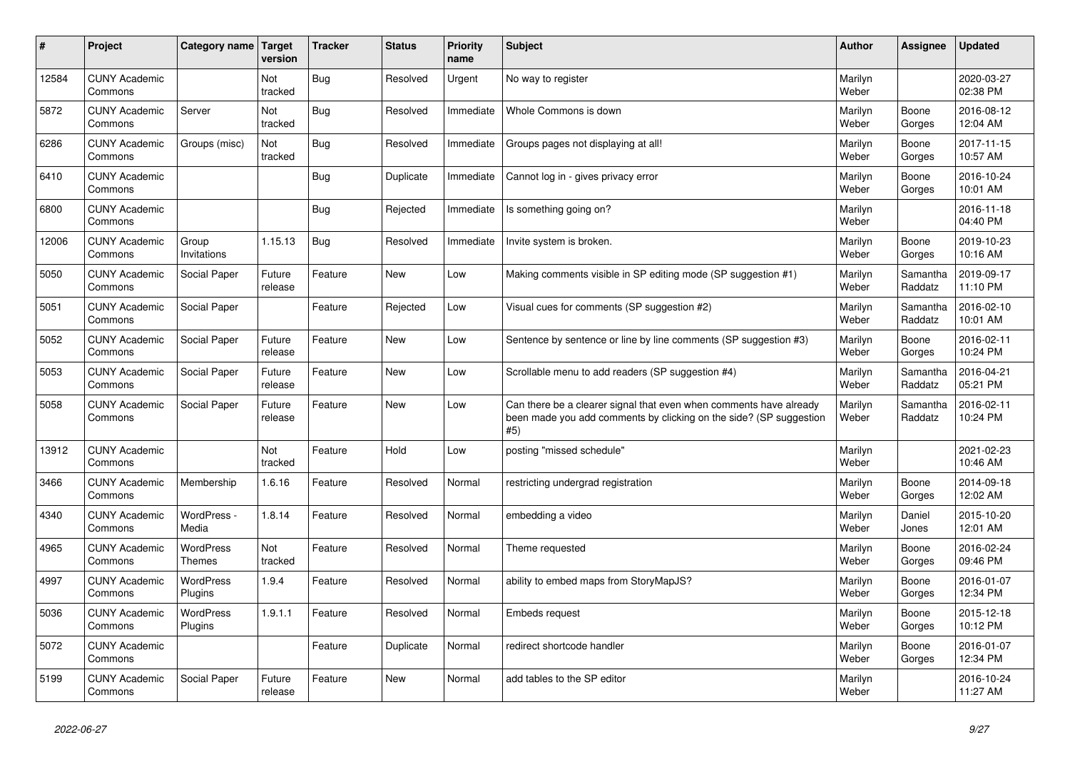| # | Project | Category name | Target version | Tracker | Status | Priority name | Subject | Author | Assignee | Updated |
|---|---|---|---|---|---|---|---|---|---|---|
| 12584 | CUNY Academic Commons | | Not tracked | Bug | Resolved | Urgent | No way to register | Marilyn Weber | | 2020-03-27 02:38 PM |
| 5872 | CUNY Academic Commons | Server | Not tracked | Bug | Resolved | Immediate | Whole Commons is down | Marilyn Weber | Boone Gorges | 2016-08-12 12:04 AM |
| 6286 | CUNY Academic Commons | Groups (misc) | Not tracked | Bug | Resolved | Immediate | Groups pages not displaying at all! | Marilyn Weber | Boone Gorges | 2017-11-15 10:57 AM |
| 6410 | CUNY Academic Commons | | | Bug | Duplicate | Immediate | Cannot log in - gives privacy error | Marilyn Weber | Boone Gorges | 2016-10-24 10:01 AM |
| 6800 | CUNY Academic Commons | | | Bug | Rejected | Immediate | Is something going on? | Marilyn Weber | | 2016-11-18 04:40 PM |
| 12006 | CUNY Academic Commons | Group Invitations | 1.15.13 | Bug | Resolved | Immediate | Invite system is broken. | Marilyn Weber | Boone Gorges | 2019-10-23 10:16 AM |
| 5050 | CUNY Academic Commons | Social Paper | Future release | Feature | New | Low | Making comments visible in SP editing mode (SP suggestion #1) | Marilyn Weber | Samantha Raddatz | 2019-09-17 11:10 PM |
| 5051 | CUNY Academic Commons | Social Paper | | Feature | Rejected | Low | Visual cues for comments (SP suggestion #2) | Marilyn Weber | Samantha Raddatz | 2016-02-10 10:01 AM |
| 5052 | CUNY Academic Commons | Social Paper | Future release | Feature | New | Low | Sentence by sentence or line by line comments (SP suggestion #3) | Marilyn Weber | Boone Gorges | 2016-02-11 10:24 PM |
| 5053 | CUNY Academic Commons | Social Paper | Future release | Feature | New | Low | Scrollable menu to add readers (SP suggestion #4) | Marilyn Weber | Samantha Raddatz | 2016-04-21 05:21 PM |
| 5058 | CUNY Academic Commons | Social Paper | Future release | Feature | New | Low | Can there be a clearer signal that even when comments have already been made you add comments by clicking on the side? (SP suggestion #5) | Marilyn Weber | Samantha Raddatz | 2016-02-11 10:24 PM |
| 13912 | CUNY Academic Commons | | Not tracked | Feature | Hold | Low | posting "missed schedule" | Marilyn Weber | | 2021-02-23 10:46 AM |
| 3466 | CUNY Academic Commons | Membership | 1.6.16 | Feature | Resolved | Normal | restricting undergrad registration | Marilyn Weber | Boone Gorges | 2014-09-18 12:02 AM |
| 4340 | CUNY Academic Commons | WordPress - Media | 1.8.14 | Feature | Resolved | Normal | embedding a video | Marilyn Weber | Daniel Jones | 2015-10-20 12:01 AM |
| 4965 | CUNY Academic Commons | WordPress Themes | Not tracked | Feature | Resolved | Normal | Theme requested | Marilyn Weber | Boone Gorges | 2016-02-24 09:46 PM |
| 4997 | CUNY Academic Commons | WordPress Plugins | 1.9.4 | Feature | Resolved | Normal | ability to embed maps from StoryMapJS? | Marilyn Weber | Boone Gorges | 2016-01-07 12:34 PM |
| 5036 | CUNY Academic Commons | WordPress Plugins | 1.9.1.1 | Feature | Resolved | Normal | Embeds request | Marilyn Weber | Boone Gorges | 2015-12-18 10:12 PM |
| 5072 | CUNY Academic Commons | | | Feature | Duplicate | Normal | redirect shortcode handler | Marilyn Weber | Boone Gorges | 2016-01-07 12:34 PM |
| 5199 | CUNY Academic Commons | Social Paper | Future release | Feature | New | Normal | add tables to the SP editor | Marilyn Weber | | 2016-10-24 11:27 AM |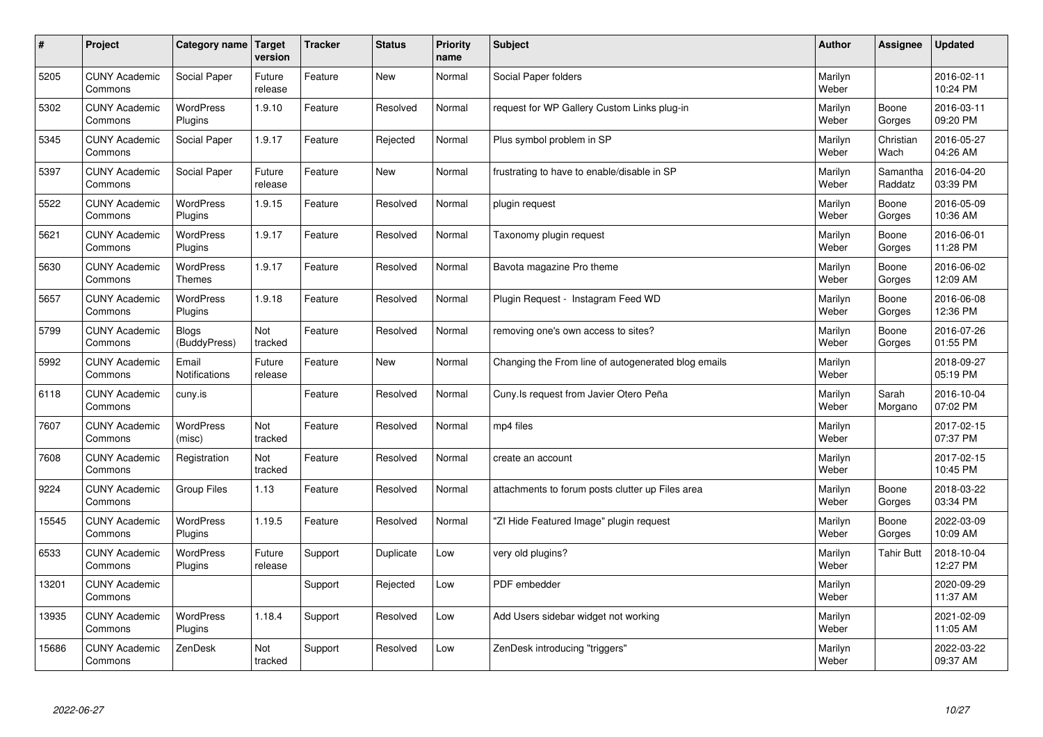| # | Project | Category name | Target version | Tracker | Status | Priority name | Subject | Author | Assignee | Updated |
|---|---|---|---|---|---|---|---|---|---|---|
| 5205 | CUNY Academic Commons | Social Paper | Future release | Feature | New | Normal | Social Paper folders | Marilyn Weber | | 2016-02-11 10:24 PM |
| 5302 | CUNY Academic Commons | WordPress Plugins | 1.9.10 | Feature | Resolved | Normal | request for WP Gallery Custom Links plug-in | Marilyn Weber | Boone Gorges | 2016-03-11 09:20 PM |
| 5345 | CUNY Academic Commons | Social Paper | 1.9.17 | Feature | Rejected | Normal | Plus symbol problem in SP | Marilyn Weber | Christian Wach | 2016-05-27 04:26 AM |
| 5397 | CUNY Academic Commons | Social Paper | Future release | Feature | New | Normal | frustrating to have to enable/disable in SP | Marilyn Weber | Samantha Raddatz | 2016-04-20 03:39 PM |
| 5522 | CUNY Academic Commons | WordPress Plugins | 1.9.15 | Feature | Resolved | Normal | plugin request | Marilyn Weber | Boone Gorges | 2016-05-09 10:36 AM |
| 5621 | CUNY Academic Commons | WordPress Plugins | 1.9.17 | Feature | Resolved | Normal | Taxonomy plugin request | Marilyn Weber | Boone Gorges | 2016-06-01 11:28 PM |
| 5630 | CUNY Academic Commons | WordPress Themes | 1.9.17 | Feature | Resolved | Normal | Bavota magazine Pro theme | Marilyn Weber | Boone Gorges | 2016-06-02 12:09 AM |
| 5657 | CUNY Academic Commons | WordPress Plugins | 1.9.18 | Feature | Resolved | Normal | Plugin Request - Instagram Feed WD | Marilyn Weber | Boone Gorges | 2016-06-08 12:36 PM |
| 5799 | CUNY Academic Commons | Blogs (BuddyPress) | Not tracked | Feature | Resolved | Normal | removing one's own access to sites? | Marilyn Weber | Boone Gorges | 2016-07-26 01:55 PM |
| 5992 | CUNY Academic Commons | Email Notifications | Future release | Feature | New | Normal | Changing the From line of autogenerated blog emails | Marilyn Weber | | 2018-09-27 05:19 PM |
| 6118 | CUNY Academic Commons | cuny.is | | Feature | Resolved | Normal | Cuny.Is request from Javier Otero Peña | Marilyn Weber | Sarah Morgano | 2016-10-04 07:02 PM |
| 7607 | CUNY Academic Commons | WordPress (misc) | Not tracked | Feature | Resolved | Normal | mp4 files | Marilyn Weber | | 2017-02-15 07:37 PM |
| 7608 | CUNY Academic Commons | Registration | Not tracked | Feature | Resolved | Normal | create an account | Marilyn Weber | | 2017-02-15 10:45 PM |
| 9224 | CUNY Academic Commons | Group Files | 1.13 | Feature | Resolved | Normal | attachments to forum posts clutter up Files area | Marilyn Weber | Boone Gorges | 2018-03-22 03:34 PM |
| 15545 | CUNY Academic Commons | WordPress Plugins | 1.19.5 | Feature | Resolved | Normal | "ZI Hide Featured Image" plugin request | Marilyn Weber | Boone Gorges | 2022-03-09 10:09 AM |
| 6533 | CUNY Academic Commons | WordPress Plugins | Future release | Support | Duplicate | Low | very old plugins? | Marilyn Weber | Tahir Butt | 2018-10-04 12:27 PM |
| 13201 | CUNY Academic Commons | | | Support | Rejected | Low | PDF embedder | Marilyn Weber | | 2020-09-29 11:37 AM |
| 13935 | CUNY Academic Commons | WordPress Plugins | 1.18.4 | Support | Resolved | Low | Add Users sidebar widget not working | Marilyn Weber | | 2021-02-09 11:05 AM |
| 15686 | CUNY Academic Commons | ZenDesk | Not tracked | Support | Resolved | Low | ZenDesk introducing "triggers" | Marilyn Weber | | 2022-03-22 09:37 AM |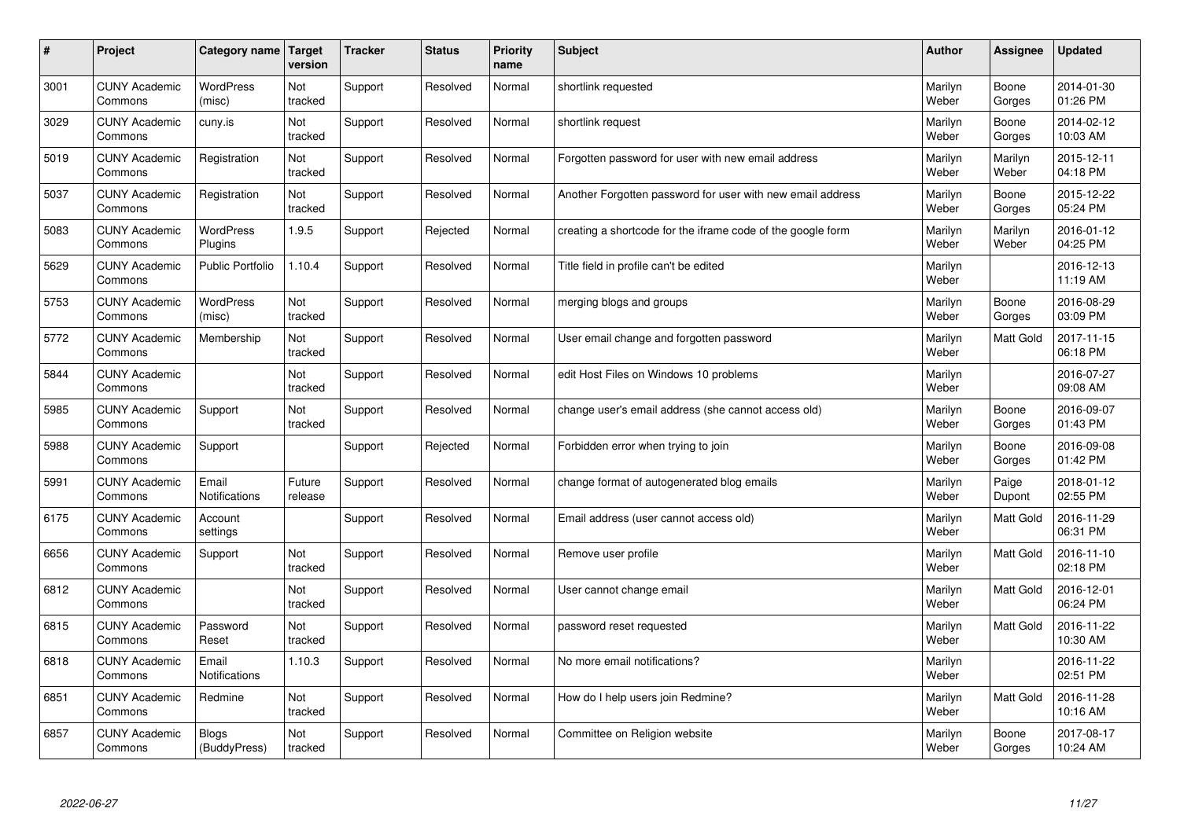| # | Project | Category name | Target version | Tracker | Status | Priority name | Subject | Author | Assignee | Updated |
|---|---|---|---|---|---|---|---|---|---|---|
| 3001 | CUNY Academic Commons | WordPress (misc) | Not tracked | Support | Resolved | Normal | shortlink requested | Marilyn Weber | Boone Gorges | 2014-01-30 01:26 PM |
| 3029 | CUNY Academic Commons | cuny.is | Not tracked | Support | Resolved | Normal | shortlink request | Marilyn Weber | Boone Gorges | 2014-02-12 10:03 AM |
| 5019 | CUNY Academic Commons | Registration | Not tracked | Support | Resolved | Normal | Forgotten password for user with new email address | Marilyn Weber | Marilyn Weber | 2015-12-11 04:18 PM |
| 5037 | CUNY Academic Commons | Registration | Not tracked | Support | Resolved | Normal | Another Forgotten password for user with new email address | Marilyn Weber | Boone Gorges | 2015-12-22 05:24 PM |
| 5083 | CUNY Academic Commons | WordPress Plugins | 1.9.5 | Support | Rejected | Normal | creating a shortcode for the iframe code of the google form | Marilyn Weber | Marilyn Weber | 2016-01-12 04:25 PM |
| 5629 | CUNY Academic Commons | Public Portfolio | 1.10.4 | Support | Resolved | Normal | Title field in profile can't be edited | Marilyn Weber | | 2016-12-13 11:19 AM |
| 5753 | CUNY Academic Commons | WordPress (misc) | Not tracked | Support | Resolved | Normal | merging blogs and groups | Marilyn Weber | Boone Gorges | 2016-08-29 03:09 PM |
| 5772 | CUNY Academic Commons | Membership | Not tracked | Support | Resolved | Normal | User email change and forgotten password | Marilyn Weber | Matt Gold | 2017-11-15 06:18 PM |
| 5844 | CUNY Academic Commons | | Not tracked | Support | Resolved | Normal | edit Host Files on Windows 10 problems | Marilyn Weber | | 2016-07-27 09:08 AM |
| 5985 | CUNY Academic Commons | Support | Not tracked | Support | Resolved | Normal | change user's email address (she cannot access old) | Marilyn Weber | Boone Gorges | 2016-09-07 01:43 PM |
| 5988 | CUNY Academic Commons | Support | | Support | Rejected | Normal | Forbidden error when trying to join | Marilyn Weber | Boone Gorges | 2016-09-08 01:42 PM |
| 5991 | CUNY Academic Commons | Email Notifications | Future release | Support | Resolved | Normal | change format of autogenerated blog emails | Marilyn Weber | Paige Dupont | 2018-01-12 02:55 PM |
| 6175 | CUNY Academic Commons | Account settings | | Support | Resolved | Normal | Email address (user cannot access old) | Marilyn Weber | Matt Gold | 2016-11-29 06:31 PM |
| 6656 | CUNY Academic Commons | Support | Not tracked | Support | Resolved | Normal | Remove user profile | Marilyn Weber | Matt Gold | 2016-11-10 02:18 PM |
| 6812 | CUNY Academic Commons | | Not tracked | Support | Resolved | Normal | User cannot change email | Marilyn Weber | Matt Gold | 2016-12-01 06:24 PM |
| 6815 | CUNY Academic Commons | Password Reset | Not tracked | Support | Resolved | Normal | password reset requested | Marilyn Weber | Matt Gold | 2016-11-22 10:30 AM |
| 6818 | CUNY Academic Commons | Email Notifications | 1.10.3 | Support | Resolved | Normal | No more email notifications? | Marilyn Weber | | 2016-11-22 02:51 PM |
| 6851 | CUNY Academic Commons | Redmine | Not tracked | Support | Resolved | Normal | How do I help users join Redmine? | Marilyn Weber | Matt Gold | 2016-11-28 10:16 AM |
| 6857 | CUNY Academic Commons | Blogs (BuddyPress) | Not tracked | Support | Resolved | Normal | Committee on Religion website | Marilyn Weber | Boone Gorges | 2017-08-17 10:24 AM |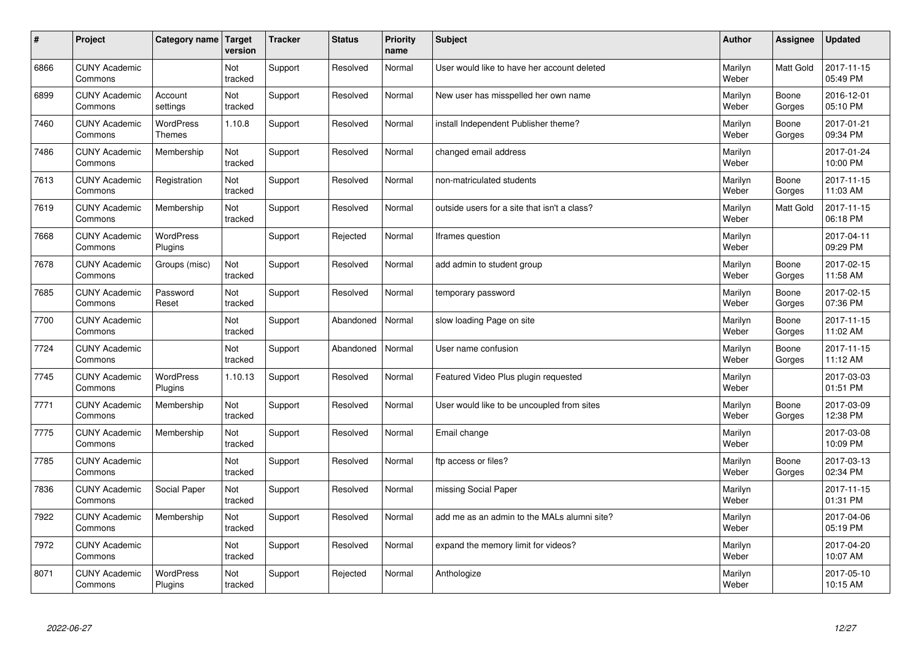| # | Project | Category name | Target version | Tracker | Status | Priority name | Subject | Author | Assignee | Updated |
|---|---|---|---|---|---|---|---|---|---|---|
| 6866 | CUNY Academic Commons | | Not tracked | Support | Resolved | Normal | User would like to have her account deleted | Marilyn Weber | Matt Gold | 2017-11-15 05:49 PM |
| 6899 | CUNY Academic Commons | Account settings | Not tracked | Support | Resolved | Normal | New user has misspelled her own name | Marilyn Weber | Boone Gorges | 2016-12-01 05:10 PM |
| 7460 | CUNY Academic Commons | WordPress Themes | 1.10.8 | Support | Resolved | Normal | install Independent Publisher theme? | Marilyn Weber | Boone Gorges | 2017-01-21 09:34 PM |
| 7486 | CUNY Academic Commons | Membership | Not tracked | Support | Resolved | Normal | changed email address | Marilyn Weber | | 2017-01-24 10:00 PM |
| 7613 | CUNY Academic Commons | Registration | Not tracked | Support | Resolved | Normal | non-matriculated students | Marilyn Weber | Boone Gorges | 2017-11-15 11:03 AM |
| 7619 | CUNY Academic Commons | Membership | Not tracked | Support | Resolved | Normal | outside users for a site that isn't a class? | Marilyn Weber | Matt Gold | 2017-11-15 06:18 PM |
| 7668 | CUNY Academic Commons | WordPress Plugins | | Support | Rejected | Normal | Iframes question | Marilyn Weber | | 2017-04-11 09:29 PM |
| 7678 | CUNY Academic Commons | Groups (misc) | Not tracked | Support | Resolved | Normal | add admin to student group | Marilyn Weber | Boone Gorges | 2017-02-15 11:58 AM |
| 7685 | CUNY Academic Commons | Password Reset | Not tracked | Support | Resolved | Normal | temporary password | Marilyn Weber | Boone Gorges | 2017-02-15 07:36 PM |
| 7700 | CUNY Academic Commons | | Not tracked | Support | Abandoned | Normal | slow loading Page on site | Marilyn Weber | Boone Gorges | 2017-11-15 11:02 AM |
| 7724 | CUNY Academic Commons | | Not tracked | Support | Abandoned | Normal | User name confusion | Marilyn Weber | Boone Gorges | 2017-11-15 11:12 AM |
| 7745 | CUNY Academic Commons | WordPress Plugins | 1.10.13 | Support | Resolved | Normal | Featured Video Plus plugin requested | Marilyn Weber | | 2017-03-03 01:51 PM |
| 7771 | CUNY Academic Commons | Membership | Not tracked | Support | Resolved | Normal | User would like to be uncoupled from sites | Marilyn Weber | Boone Gorges | 2017-03-09 12:38 PM |
| 7775 | CUNY Academic Commons | Membership | Not tracked | Support | Resolved | Normal | Email change | Marilyn Weber | | 2017-03-08 10:09 PM |
| 7785 | CUNY Academic Commons | | Not tracked | Support | Resolved | Normal | ftp access or files? | Marilyn Weber | Boone Gorges | 2017-03-13 02:34 PM |
| 7836 | CUNY Academic Commons | Social Paper | Not tracked | Support | Resolved | Normal | missing Social Paper | Marilyn Weber | | 2017-11-15 01:31 PM |
| 7922 | CUNY Academic Commons | Membership | Not tracked | Support | Resolved | Normal | add me as an admin to the MALs alumni site? | Marilyn Weber | | 2017-04-06 05:19 PM |
| 7972 | CUNY Academic Commons | | Not tracked | Support | Resolved | Normal | expand the memory limit for videos? | Marilyn Weber | | 2017-04-20 10:07 AM |
| 8071 | CUNY Academic Commons | WordPress Plugins | Not tracked | Support | Rejected | Normal | Anthologize | Marilyn Weber | | 2017-05-10 10:15 AM |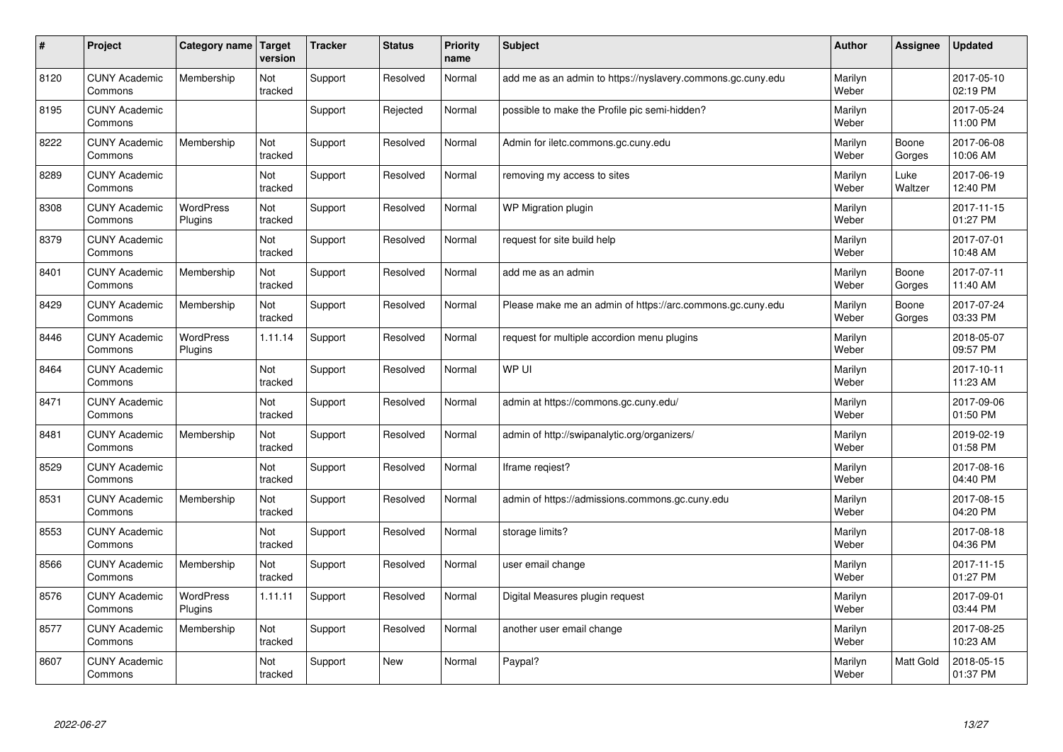| # | Project | Category name | Target version | Tracker | Status | Priority name | Subject | Author | Assignee | Updated |
|---|---|---|---|---|---|---|---|---|---|---|
| 8120 | CUNY Academic Commons | Membership | Not tracked | Support | Resolved | Normal | add me as an admin to https://nyslavery.commons.gc.cuny.edu | Marilyn Weber | | 2017-05-10 02:19 PM |
| 8195 | CUNY Academic Commons | | | Support | Rejected | Normal | possible to make the Profile pic semi-hidden? | Marilyn Weber | | 2017-05-24 11:00 PM |
| 8222 | CUNY Academic Commons | Membership | Not tracked | Support | Resolved | Normal | Admin for iletc.commons.gc.cuny.edu | Marilyn Weber | Boone Gorges | 2017-06-08 10:06 AM |
| 8289 | CUNY Academic Commons | | Not tracked | Support | Resolved | Normal | removing my access to sites | Marilyn Weber | Luke Waltzer | 2017-06-19 12:40 PM |
| 8308 | CUNY Academic Commons | WordPress Plugins | Not tracked | Support | Resolved | Normal | WP Migration plugin | Marilyn Weber | | 2017-11-15 01:27 PM |
| 8379 | CUNY Academic Commons | | Not tracked | Support | Resolved | Normal | request for site build help | Marilyn Weber | | 2017-07-01 10:48 AM |
| 8401 | CUNY Academic Commons | Membership | Not tracked | Support | Resolved | Normal | add me as an admin | Marilyn Weber | Boone Gorges | 2017-07-11 11:40 AM |
| 8429 | CUNY Academic Commons | Membership | Not tracked | Support | Resolved | Normal | Please make me an admin of https://arc.commons.gc.cuny.edu | Marilyn Weber | Boone Gorges | 2017-07-24 03:33 PM |
| 8446 | CUNY Academic Commons | WordPress Plugins | 1.11.14 | Support | Resolved | Normal | request for multiple accordion menu plugins | Marilyn Weber | | 2018-05-07 09:57 PM |
| 8464 | CUNY Academic Commons | | Not tracked | Support | Resolved | Normal | WP UI | Marilyn Weber | | 2017-10-11 11:23 AM |
| 8471 | CUNY Academic Commons | | Not tracked | Support | Resolved | Normal | admin at https://commons.gc.cuny.edu/ | Marilyn Weber | | 2017-09-06 01:50 PM |
| 8481 | CUNY Academic Commons | Membership | Not tracked | Support | Resolved | Normal | admin of http://swipanalytic.org/organizers/ | Marilyn Weber | | 2019-02-19 01:58 PM |
| 8529 | CUNY Academic Commons | | Not tracked | Support | Resolved | Normal | Iframe reqiest? | Marilyn Weber | | 2017-08-16 04:40 PM |
| 8531 | CUNY Academic Commons | Membership | Not tracked | Support | Resolved | Normal | admin of https://admissions.commons.gc.cuny.edu | Marilyn Weber | | 2017-08-15 04:20 PM |
| 8553 | CUNY Academic Commons | | Not tracked | Support | Resolved | Normal | storage limits? | Marilyn Weber | | 2017-08-18 04:36 PM |
| 8566 | CUNY Academic Commons | Membership | Not tracked | Support | Resolved | Normal | user email change | Marilyn Weber | | 2017-11-15 01:27 PM |
| 8576 | CUNY Academic Commons | WordPress Plugins | 1.11.11 | Support | Resolved | Normal | Digital Measures plugin request | Marilyn Weber | | 2017-09-01 03:44 PM |
| 8577 | CUNY Academic Commons | Membership | Not tracked | Support | Resolved | Normal | another user email change | Marilyn Weber | | 2017-08-25 10:23 AM |
| 8607 | CUNY Academic Commons | | Not tracked | Support | New | Normal | Paypal? | Marilyn Weber | Matt Gold | 2018-05-15 01:37 PM |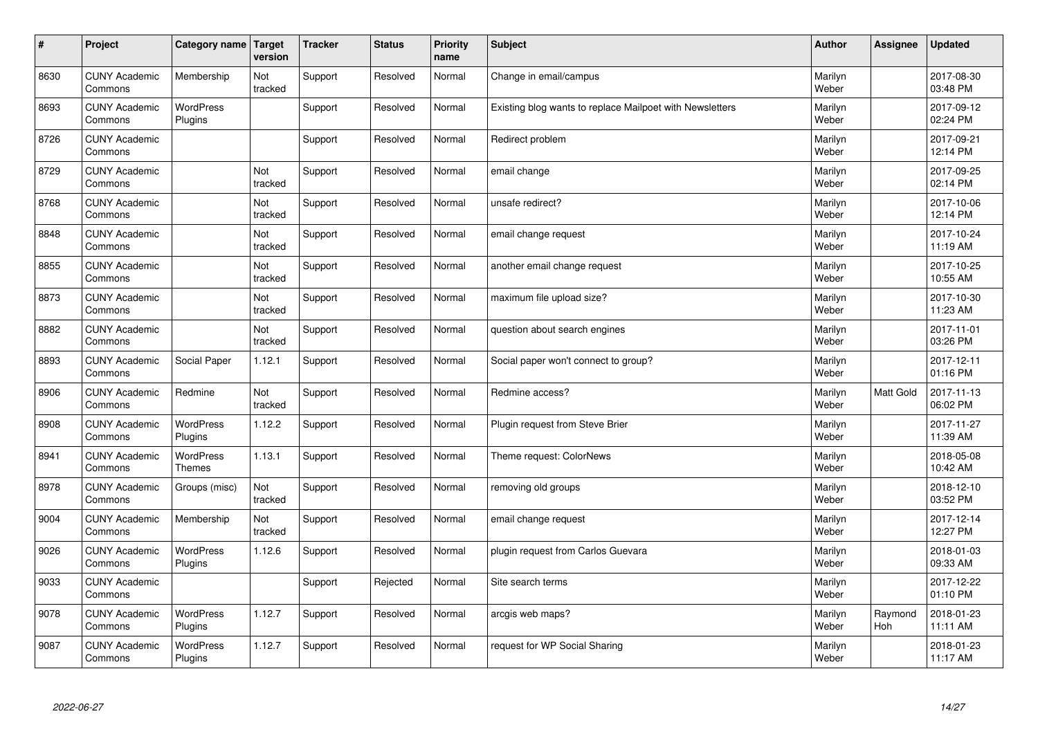| # | Project | Category name | Target version | Tracker | Status | Priority name | Subject | Author | Assignee | Updated |
|---|---|---|---|---|---|---|---|---|---|---|
| 8630 | CUNY Academic Commons | Membership | Not tracked | Support | Resolved | Normal | Change in email/campus | Marilyn Weber | | 2017-08-30 03:48 PM |
| 8693 | CUNY Academic Commons | WordPress Plugins | | Support | Resolved | Normal | Existing blog wants to replace Mailpoet with Newsletters | Marilyn Weber | | 2017-09-12 02:24 PM |
| 8726 | CUNY Academic Commons | | | Support | Resolved | Normal | Redirect problem | Marilyn Weber | | 2017-09-21 12:14 PM |
| 8729 | CUNY Academic Commons | | Not tracked | Support | Resolved | Normal | email change | Marilyn Weber | | 2017-09-25 02:14 PM |
| 8768 | CUNY Academic Commons | | Not tracked | Support | Resolved | Normal | unsafe redirect? | Marilyn Weber | | 2017-10-06 12:14 PM |
| 8848 | CUNY Academic Commons | | Not tracked | Support | Resolved | Normal | email change request | Marilyn Weber | | 2017-10-24 11:19 AM |
| 8855 | CUNY Academic Commons | | Not tracked | Support | Resolved | Normal | another email change request | Marilyn Weber | | 2017-10-25 10:55 AM |
| 8873 | CUNY Academic Commons | | Not tracked | Support | Resolved | Normal | maximum file upload size? | Marilyn Weber | | 2017-10-30 11:23 AM |
| 8882 | CUNY Academic Commons | | Not tracked | Support | Resolved | Normal | question about search engines | Marilyn Weber | | 2017-11-01 03:26 PM |
| 8893 | CUNY Academic Commons | Social Paper | 1.12.1 | Support | Resolved | Normal | Social paper won't connect to group? | Marilyn Weber | | 2017-12-11 01:16 PM |
| 8906 | CUNY Academic Commons | Redmine | Not tracked | Support | Resolved | Normal | Redmine access? | Marilyn Weber | Matt Gold | 2017-11-13 06:02 PM |
| 8908 | CUNY Academic Commons | WordPress Plugins | 1.12.2 | Support | Resolved | Normal | Plugin request from Steve Brier | Marilyn Weber | | 2017-11-27 11:39 AM |
| 8941 | CUNY Academic Commons | WordPress Themes | 1.13.1 | Support | Resolved | Normal | Theme request: ColorNews | Marilyn Weber | | 2018-05-08 10:42 AM |
| 8978 | CUNY Academic Commons | Groups (misc) | Not tracked | Support | Resolved | Normal | removing old groups | Marilyn Weber | | 2018-12-10 03:52 PM |
| 9004 | CUNY Academic Commons | Membership | Not tracked | Support | Resolved | Normal | email change request | Marilyn Weber | | 2017-12-14 12:27 PM |
| 9026 | CUNY Academic Commons | WordPress Plugins | 1.12.6 | Support | Resolved | Normal | plugin request from Carlos Guevara | Marilyn Weber | | 2018-01-03 09:33 AM |
| 9033 | CUNY Academic Commons | | | Support | Rejected | Normal | Site search terms | Marilyn Weber | | 2017-12-22 01:10 PM |
| 9078 | CUNY Academic Commons | WordPress Plugins | 1.12.7 | Support | Resolved | Normal | arcgis web maps? | Marilyn Weber | Raymond Hoh | 2018-01-23 11:11 AM |
| 9087 | CUNY Academic Commons | WordPress Plugins | 1.12.7 | Support | Resolved | Normal | request for WP Social Sharing | Marilyn Weber | | 2018-01-23 11:17 AM |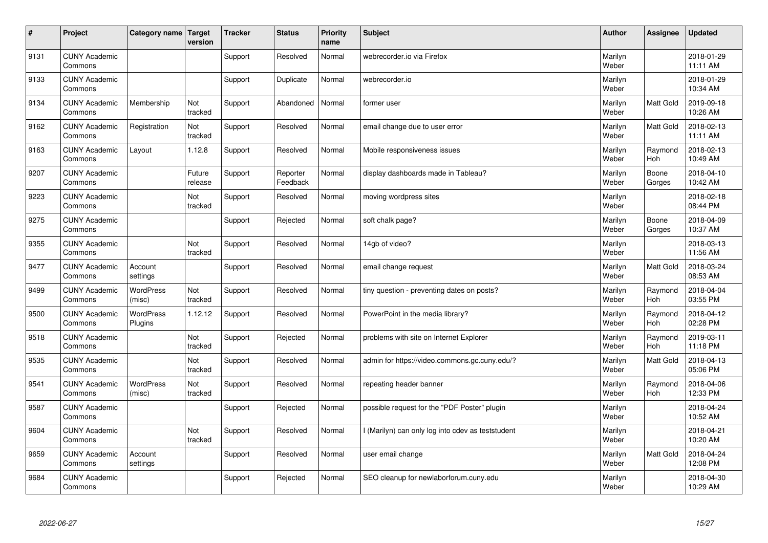| # | Project | Category name | Target version | Tracker | Status | Priority name | Subject | Author | Assignee | Updated |
|---|---|---|---|---|---|---|---|---|---|---|
| 9131 | CUNY Academic Commons | | | Support | Resolved | Normal | webrecorder.io via Firefox | Marilyn Weber | | 2018-01-29 11:11 AM |
| 9133 | CUNY Academic Commons | | | Support | Duplicate | Normal | webrecorder.io | Marilyn Weber | | 2018-01-29 10:34 AM |
| 9134 | CUNY Academic Commons | Membership | Not tracked | Support | Abandoned | Normal | former user | Marilyn Weber | Matt Gold | 2019-09-18 10:26 AM |
| 9162 | CUNY Academic Commons | Registration | Not tracked | Support | Resolved | Normal | email change due to user error | Marilyn Weber | Matt Gold | 2018-02-13 11:11 AM |
| 9163 | CUNY Academic Commons | Layout | 1.12.8 | Support | Resolved | Normal | Mobile responsiveness issues | Marilyn Weber | Raymond Hoh | 2018-02-13 10:49 AM |
| 9207 | CUNY Academic Commons | | Future release | Support | Reporter Feedback | Normal | display dashboards made in Tableau? | Marilyn Weber | Boone Gorges | 2018-04-10 10:42 AM |
| 9223 | CUNY Academic Commons | | Not tracked | Support | Resolved | Normal | moving wordpress sites | Marilyn Weber | | 2018-02-18 08:44 PM |
| 9275 | CUNY Academic Commons | | | Support | Rejected | Normal | soft chalk page? | Marilyn Weber | Boone Gorges | 2018-04-09 10:37 AM |
| 9355 | CUNY Academic Commons | | Not tracked | Support | Resolved | Normal | 14gb of video? | Marilyn Weber | | 2018-03-13 11:56 AM |
| 9477 | CUNY Academic Commons | Account settings | | Support | Resolved | Normal | email change request | Marilyn Weber | Matt Gold | 2018-03-24 08:53 AM |
| 9499 | CUNY Academic Commons | WordPress (misc) | Not tracked | Support | Resolved | Normal | tiny question - preventing dates on posts? | Marilyn Weber | Raymond Hoh | 2018-04-04 03:55 PM |
| 9500 | CUNY Academic Commons | WordPress Plugins | 1.12.12 | Support | Resolved | Normal | PowerPoint in the media library? | Marilyn Weber | Raymond Hoh | 2018-04-12 02:28 PM |
| 9518 | CUNY Academic Commons | | Not tracked | Support | Rejected | Normal | problems with site on Internet Explorer | Marilyn Weber | Raymond Hoh | 2019-03-11 11:18 PM |
| 9535 | CUNY Academic Commons | | Not tracked | Support | Resolved | Normal | admin for https://video.commons.gc.cuny.edu/? | Marilyn Weber | Matt Gold | 2018-04-13 05:06 PM |
| 9541 | CUNY Academic Commons | WordPress (misc) | Not tracked | Support | Resolved | Normal | repeating header banner | Marilyn Weber | Raymond Hoh | 2018-04-06 12:33 PM |
| 9587 | CUNY Academic Commons | | | Support | Rejected | Normal | possible request for the "PDF Poster" plugin | Marilyn Weber | | 2018-04-24 10:52 AM |
| 9604 | CUNY Academic Commons | | Not tracked | Support | Resolved | Normal | I (Marilyn) can only log into cdev as teststudent | Marilyn Weber | | 2018-04-21 10:20 AM |
| 9659 | CUNY Academic Commons | Account settings | | Support | Resolved | Normal | user email change | Marilyn Weber | Matt Gold | 2018-04-24 12:08 PM |
| 9684 | CUNY Academic Commons | | | Support | Rejected | Normal | SEO cleanup for newlaborforum.cuny.edu | Marilyn Weber | | 2018-04-30 10:29 AM |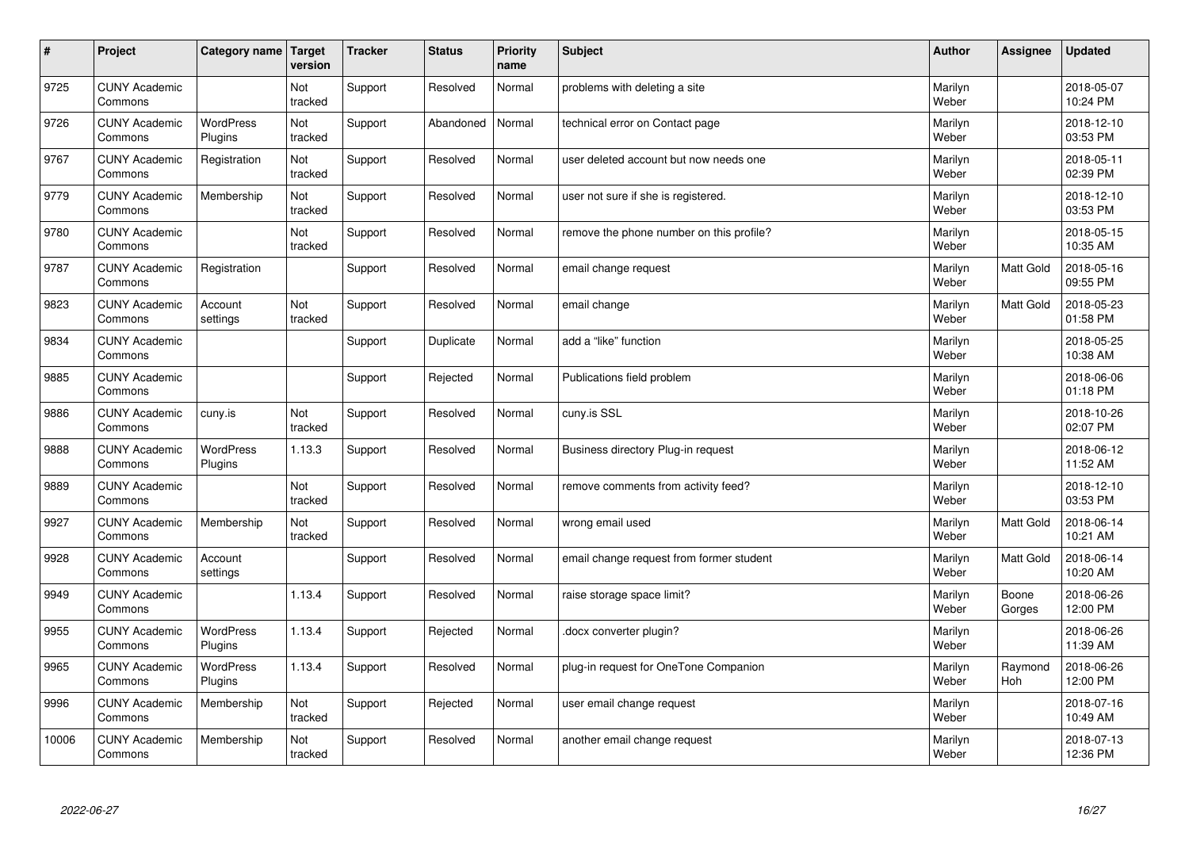| # | Project | Category name | Target version | Tracker | Status | Priority name | Subject | Author | Assignee | Updated |
|---|---|---|---|---|---|---|---|---|---|---|
| 9725 | CUNY Academic Commons | | Not tracked | Support | Resolved | Normal | problems with deleting a site | Marilyn Weber | | 2018-05-07 10:24 PM |
| 9726 | CUNY Academic Commons | WordPress Plugins | Not tracked | Support | Abandoned | Normal | technical error on Contact page | Marilyn Weber | | 2018-12-10 03:53 PM |
| 9767 | CUNY Academic Commons | Registration | Not tracked | Support | Resolved | Normal | user deleted account but now needs one | Marilyn Weber | | 2018-05-11 02:39 PM |
| 9779 | CUNY Academic Commons | Membership | Not tracked | Support | Resolved | Normal | user not sure if she is registered. | Marilyn Weber | | 2018-12-10 03:53 PM |
| 9780 | CUNY Academic Commons | | Not tracked | Support | Resolved | Normal | remove the phone number on this profile? | Marilyn Weber | | 2018-05-15 10:35 AM |
| 9787 | CUNY Academic Commons | Registration | | Support | Resolved | Normal | email change request | Marilyn Weber | Matt Gold | 2018-05-16 09:55 PM |
| 9823 | CUNY Academic Commons | Account settings | Not tracked | Support | Resolved | Normal | email change | Marilyn Weber | Matt Gold | 2018-05-23 01:58 PM |
| 9834 | CUNY Academic Commons | | | Support | Duplicate | Normal | add a "like" function | Marilyn Weber | | 2018-05-25 10:38 AM |
| 9885 | CUNY Academic Commons | | | Support | Rejected | Normal | Publications field problem | Marilyn Weber | | 2018-06-06 01:18 PM |
| 9886 | CUNY Academic Commons | cuny.is | Not tracked | Support | Resolved | Normal | cuny.is SSL | Marilyn Weber | | 2018-10-26 02:07 PM |
| 9888 | CUNY Academic Commons | WordPress Plugins | 1.13.3 | Support | Resolved | Normal | Business directory Plug-in request | Marilyn Weber | | 2018-06-12 11:52 AM |
| 9889 | CUNY Academic Commons | | Not tracked | Support | Resolved | Normal | remove comments from activity feed? | Marilyn Weber | | 2018-12-10 03:53 PM |
| 9927 | CUNY Academic Commons | Membership | Not tracked | Support | Resolved | Normal | wrong email used | Marilyn Weber | Matt Gold | 2018-06-14 10:21 AM |
| 9928 | CUNY Academic Commons | Account settings | | Support | Resolved | Normal | email change request from former student | Marilyn Weber | Matt Gold | 2018-06-14 10:20 AM |
| 9949 | CUNY Academic Commons | | 1.13.4 | Support | Resolved | Normal | raise storage space limit? | Marilyn Weber | Boone Gorges | 2018-06-26 12:00 PM |
| 9955 | CUNY Academic Commons | WordPress Plugins | 1.13.4 | Support | Rejected | Normal | .docx converter plugin? | Marilyn Weber | | 2018-06-26 11:39 AM |
| 9965 | CUNY Academic Commons | WordPress Plugins | 1.13.4 | Support | Resolved | Normal | plug-in request for OneTone Companion | Marilyn Weber | Raymond Hoh | 2018-06-26 12:00 PM |
| 9996 | CUNY Academic Commons | Membership | Not tracked | Support | Rejected | Normal | user email change request | Marilyn Weber | | 2018-07-16 10:49 AM |
| 10006 | CUNY Academic Commons | Membership | Not tracked | Support | Resolved | Normal | another email change request | Marilyn Weber | | 2018-07-13 12:36 PM |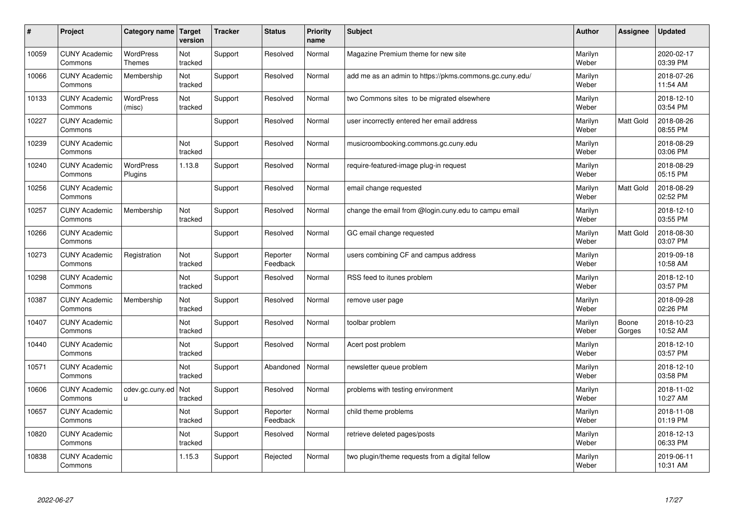| # | Project | Category name | Target version | Tracker | Status | Priority name | Subject | Author | Assignee | Updated |
|---|---|---|---|---|---|---|---|---|---|---|
| 10059 | CUNY Academic Commons | WordPress Themes | Not tracked | Support | Resolved | Normal | Magazine Premium theme for new site | Marilyn Weber | | 2020-02-17 03:39 PM |
| 10066 | CUNY Academic Commons | Membership | Not tracked | Support | Resolved | Normal | add me as an admin to https://pkms.commons.gc.cuny.edu/ | Marilyn Weber | | 2018-07-26 11:54 AM |
| 10133 | CUNY Academic Commons | WordPress (misc) | Not tracked | Support | Resolved | Normal | two Commons sites to be migrated elsewhere | Marilyn Weber | | 2018-12-10 03:54 PM |
| 10227 | CUNY Academic Commons | | | Support | Resolved | Normal | user incorrectly entered her email address | Marilyn Weber | Matt Gold | 2018-08-26 08:55 PM |
| 10239 | CUNY Academic Commons | | Not tracked | Support | Resolved | Normal | musicroombooking.commons.gc.cuny.edu | Marilyn Weber | | 2018-08-29 03:06 PM |
| 10240 | CUNY Academic Commons | WordPress Plugins | 1.13.8 | Support | Resolved | Normal | require-featured-image plug-in request | Marilyn Weber | | 2018-08-29 05:15 PM |
| 10256 | CUNY Academic Commons | | | Support | Resolved | Normal | email change requested | Marilyn Weber | Matt Gold | 2018-08-29 02:52 PM |
| 10257 | CUNY Academic Commons | Membership | Not tracked | Support | Resolved | Normal | change the email from @login.cuny.edu to campu email | Marilyn Weber | | 2018-12-10 03:55 PM |
| 10266 | CUNY Academic Commons | | | Support | Resolved | Normal | GC email change requested | Marilyn Weber | Matt Gold | 2018-08-30 03:07 PM |
| 10273 | CUNY Academic Commons | Registration | Not tracked | Support | Reporter Feedback | Normal | users combining CF and campus address | Marilyn Weber | | 2019-09-18 10:58 AM |
| 10298 | CUNY Academic Commons | | Not tracked | Support | Resolved | Normal | RSS feed to itunes problem | Marilyn Weber | | 2018-12-10 03:57 PM |
| 10387 | CUNY Academic Commons | Membership | Not tracked | Support | Resolved | Normal | remove user page | Marilyn Weber | | 2018-09-28 02:26 PM |
| 10407 | CUNY Academic Commons | | Not tracked | Support | Resolved | Normal | toolbar problem | Marilyn Weber | Boone Gorges | 2018-10-23 10:52 AM |
| 10440 | CUNY Academic Commons | | Not tracked | Support | Resolved | Normal | Acert post problem | Marilyn Weber | | 2018-12-10 03:57 PM |
| 10571 | CUNY Academic Commons | | Not tracked | Support | Abandoned | Normal | newsletter queue problem | Marilyn Weber | | 2018-12-10 03:58 PM |
| 10606 | CUNY Academic Commons | cdev.gc.cuny.edu | Not tracked | Support | Resolved | Normal | problems with testing environment | Marilyn Weber | | 2018-11-02 10:27 AM |
| 10657 | CUNY Academic Commons | | Not tracked | Support | Reporter Feedback | Normal | child theme problems | Marilyn Weber | | 2018-11-08 01:19 PM |
| 10820 | CUNY Academic Commons | | Not tracked | Support | Resolved | Normal | retrieve deleted pages/posts | Marilyn Weber | | 2018-12-13 06:33 PM |
| 10838 | CUNY Academic Commons | | 1.15.3 | Support | Rejected | Normal | two plugin/theme requests from a digital fellow | Marilyn Weber | | 2019-06-11 10:31 AM |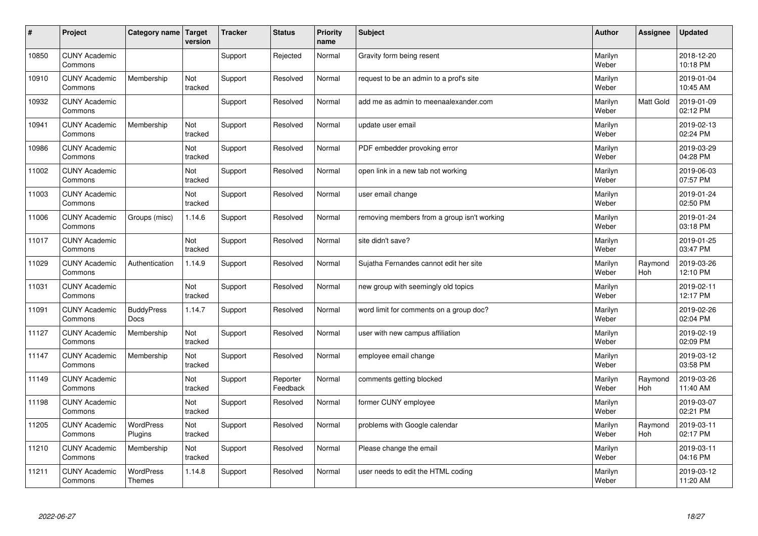| # | Project | Category name | Target version | Tracker | Status | Priority name | Subject | Author | Assignee | Updated |
|---|---|---|---|---|---|---|---|---|---|---|
| 10850 | CUNY Academic Commons | | | Support | Rejected | Normal | Gravity form being resent | Marilyn Weber | | 2018-12-20 10:18 PM |
| 10910 | CUNY Academic Commons | Membership | Not tracked | Support | Resolved | Normal | request to be an admin to a prof's site | Marilyn Weber | | 2019-01-04 10:45 AM |
| 10932 | CUNY Academic Commons | | | Support | Resolved | Normal | add me as admin to meenaalexander.com | Marilyn Weber | Matt Gold | 2019-01-09 02:12 PM |
| 10941 | CUNY Academic Commons | Membership | Not tracked | Support | Resolved | Normal | update user email | Marilyn Weber | | 2019-02-13 02:24 PM |
| 10986 | CUNY Academic Commons | | Not tracked | Support | Resolved | Normal | PDF embedder provoking error | Marilyn Weber | | 2019-03-29 04:28 PM |
| 11002 | CUNY Academic Commons | | Not tracked | Support | Resolved | Normal | open link in a new tab not working | Marilyn Weber | | 2019-06-03 07:57 PM |
| 11003 | CUNY Academic Commons | | Not tracked | Support | Resolved | Normal | user email change | Marilyn Weber | | 2019-01-24 02:50 PM |
| 11006 | CUNY Academic Commons | Groups (misc) | 1.14.6 | Support | Resolved | Normal | removing members from a group isn't working | Marilyn Weber | | 2019-01-24 03:18 PM |
| 11017 | CUNY Academic Commons | | Not tracked | Support | Resolved | Normal | site didn't save? | Marilyn Weber | | 2019-01-25 03:47 PM |
| 11029 | CUNY Academic Commons | Authentication | 1.14.9 | Support | Resolved | Normal | Sujatha Fernandes cannot edit her site | Marilyn Weber | Raymond Hoh | 2019-03-26 12:10 PM |
| 11031 | CUNY Academic Commons | | Not tracked | Support | Resolved | Normal | new group with seemingly old topics | Marilyn Weber | | 2019-02-11 12:17 PM |
| 11091 | CUNY Academic Commons | BuddyPress Docs | 1.14.7 | Support | Resolved | Normal | word limit for comments on a group doc? | Marilyn Weber | | 2019-02-26 02:04 PM |
| 11127 | CUNY Academic Commons | Membership | Not tracked | Support | Resolved | Normal | user with new campus affiliation | Marilyn Weber | | 2019-02-19 02:09 PM |
| 11147 | CUNY Academic Commons | Membership | Not tracked | Support | Resolved | Normal | employee email change | Marilyn Weber | | 2019-03-12 03:58 PM |
| 11149 | CUNY Academic Commons | | Not tracked | Support | Reporter Feedback | Normal | comments getting blocked | Marilyn Weber | Raymond Hoh | 2019-03-26 11:40 AM |
| 11198 | CUNY Academic Commons | | Not tracked | Support | Resolved | Normal | former CUNY employee | Marilyn Weber | | 2019-03-07 02:21 PM |
| 11205 | CUNY Academic Commons | WordPress Plugins | Not tracked | Support | Resolved | Normal | problems with Google calendar | Marilyn Weber | Raymond Hoh | 2019-03-11 02:17 PM |
| 11210 | CUNY Academic Commons | Membership | Not tracked | Support | Resolved | Normal | Please change the email | Marilyn Weber | | 2019-03-11 04:16 PM |
| 11211 | CUNY Academic Commons | WordPress Themes | 1.14.8 | Support | Resolved | Normal | user needs to edit the HTML coding | Marilyn Weber | | 2019-03-12 11:20 AM |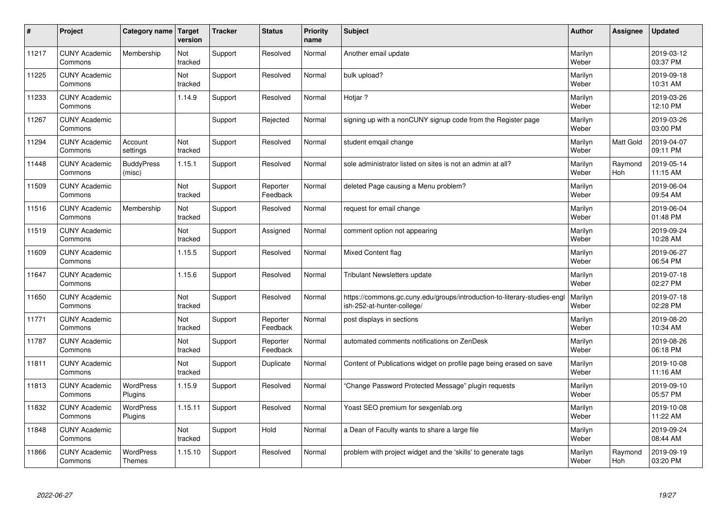| # | Project | Category name | Target version | Tracker | Status | Priority name | Subject | Author | Assignee | Updated |
|---|---|---|---|---|---|---|---|---|---|---|
| 11217 | CUNY Academic Commons | Membership | Not tracked | Support | Resolved | Normal | Another email update | Marilyn Weber | | 2019-03-12 03:37 PM |
| 11225 | CUNY Academic Commons | | Not tracked | Support | Resolved | Normal | bulk upload? | Marilyn Weber | | 2019-09-18 10:31 AM |
| 11233 | CUNY Academic Commons | | 1.14.9 | Support | Resolved | Normal | Hotjar ? | Marilyn Weber | | 2019-03-26 12:10 PM |
| 11267 | CUNY Academic Commons | | | Support | Rejected | Normal | signing up with a nonCUNY signup code from the Register page | Marilyn Weber | | 2019-03-26 03:00 PM |
| 11294 | CUNY Academic Commons | Account settings | Not tracked | Support | Resolved | Normal | student emqail change | Marilyn Weber | Matt Gold | 2019-04-07 09:11 PM |
| 11448 | CUNY Academic Commons | BuddyPress (misc) | 1.15.1 | Support | Resolved | Normal | sole administrator listed on sites is not an admin at all? | Marilyn Weber | Raymond Hoh | 2019-05-14 11:15 AM |
| 11509 | CUNY Academic Commons | | Not tracked | Support | Reporter Feedback | Normal | deleted Page causing a Menu problem? | Marilyn Weber | | 2019-06-04 09:54 AM |
| 11516 | CUNY Academic Commons | Membership | Not tracked | Support | Resolved | Normal | request for email change | Marilyn Weber | | 2019-06-04 01:48 PM |
| 11519 | CUNY Academic Commons | | Not tracked | Support | Assigned | Normal | comment option not appearing | Marilyn Weber | | 2019-09-24 10:28 AM |
| 11609 | CUNY Academic Commons | | 1.15.5 | Support | Resolved | Normal | Mixed Content flag | Marilyn Weber | | 2019-06-27 06:54 PM |
| 11647 | CUNY Academic Commons | | 1.15.6 | Support | Resolved | Normal | Tribulant Newsletters update | Marilyn Weber | | 2019-07-18 02:27 PM |
| 11650 | CUNY Academic Commons | | Not tracked | Support | Resolved | Normal | https://commons.gc.cuny.edu/groups/introduction-to-literary-studies-english-252-at-hunter-college/ | Marilyn Weber | | 2019-07-18 02:28 PM |
| 11771 | CUNY Academic Commons | | Not tracked | Support | Reporter Feedback | Normal | post displays in sections | Marilyn Weber | | 2019-08-20 10:34 AM |
| 11787 | CUNY Academic Commons | | Not tracked | Support | Reporter Feedback | Normal | automated comments notifications on ZenDesk | Marilyn Weber | | 2019-08-26 06:18 PM |
| 11811 | CUNY Academic Commons | | Not tracked | Support | Duplicate | Normal | Content of Publications widget on profile page being erased on save | Marilyn Weber | | 2019-10-08 11:16 AM |
| 11813 | CUNY Academic Commons | WordPress Plugins | 1.15.9 | Support | Resolved | Normal | "Change Password Protected Message" plugin requests | Marilyn Weber | | 2019-09-10 05:57 PM |
| 11832 | CUNY Academic Commons | WordPress Plugins | 1.15.11 | Support | Resolved | Normal | Yoast SEO premium for sexgenlab.org | Marilyn Weber | | 2019-10-08 11:22 AM |
| 11848 | CUNY Academic Commons | | Not tracked | Support | Hold | Normal | a Dean of Faculty wants to share a large file | Marilyn Weber | | 2019-09-24 08:44 AM |
| 11866 | CUNY Academic Commons | WordPress Themes | 1.15.10 | Support | Resolved | Normal | problem with project widget and the 'skills' to generate tags | Marilyn Weber | Raymond Hoh | 2019-09-19 03:20 PM |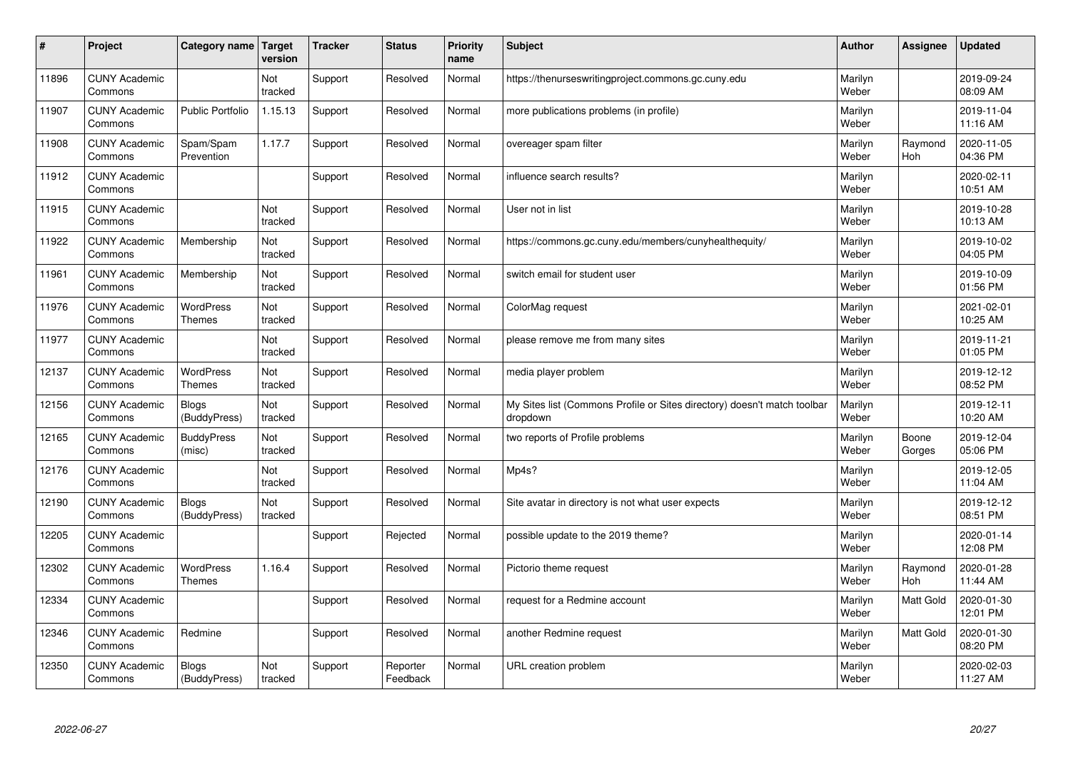| # | Project | Category name | Target version | Tracker | Status | Priority name | Subject | Author | Assignee | Updated |
|---|---|---|---|---|---|---|---|---|---|---|
| 11896 | CUNY Academic Commons | | Not tracked | Support | Resolved | Normal | https://thenurseswritingproject.commons.gc.cuny.edu | Marilyn Weber | | 2019-09-24 08:09 AM |
| 11907 | CUNY Academic Commons | Public Portfolio | 1.15.13 | Support | Resolved | Normal | more publications problems (in profile) | Marilyn Weber | | 2019-11-04 11:16 AM |
| 11908 | CUNY Academic Commons | Spam/Spam Prevention | 1.17.7 | Support | Resolved | Normal | overeager spam filter | Marilyn Weber | Raymond Hoh | 2020-11-05 04:36 PM |
| 11912 | CUNY Academic Commons | | | Support | Resolved | Normal | influence search results? | Marilyn Weber | | 2020-02-11 10:51 AM |
| 11915 | CUNY Academic Commons | | Not tracked | Support | Resolved | Normal | User not in list | Marilyn Weber | | 2019-10-28 10:13 AM |
| 11922 | CUNY Academic Commons | Membership | Not tracked | Support | Resolved | Normal | https://commons.gc.cuny.edu/members/cunyhealthequity/ | Marilyn Weber | | 2019-10-02 04:05 PM |
| 11961 | CUNY Academic Commons | Membership | Not tracked | Support | Resolved | Normal | switch email for student user | Marilyn Weber | | 2019-10-09 01:56 PM |
| 11976 | CUNY Academic Commons | WordPress Themes | Not tracked | Support | Resolved | Normal | ColorMag request | Marilyn Weber | | 2021-02-01 10:25 AM |
| 11977 | CUNY Academic Commons | | Not tracked | Support | Resolved | Normal | please remove me from many sites | Marilyn Weber | | 2019-11-21 01:05 PM |
| 12137 | CUNY Academic Commons | WordPress Themes | Not tracked | Support | Resolved | Normal | media player problem | Marilyn Weber | | 2019-12-12 08:52 PM |
| 12156 | CUNY Academic Commons | Blogs (BuddyPress) | Not tracked | Support | Resolved | Normal | My Sites list (Commons Profile or Sites directory) doesn't match toolbar dropdown | Marilyn Weber | | 2019-12-11 10:20 AM |
| 12165 | CUNY Academic Commons | BuddyPress (misc) | Not tracked | Support | Resolved | Normal | two reports of Profile problems | Marilyn Weber | Boone Gorges | 2019-12-04 05:06 PM |
| 12176 | CUNY Academic Commons | | Not tracked | Support | Resolved | Normal | Mp4s? | Marilyn Weber | | 2019-12-05 11:04 AM |
| 12190 | CUNY Academic Commons | Blogs (BuddyPress) | Not tracked | Support | Resolved | Normal | Site avatar in directory is not what user expects | Marilyn Weber | | 2019-12-12 08:51 PM |
| 12205 | CUNY Academic Commons | | | Support | Rejected | Normal | possible update to the 2019 theme? | Marilyn Weber | | 2020-01-14 12:08 PM |
| 12302 | CUNY Academic Commons | WordPress Themes | 1.16.4 | Support | Resolved | Normal | Pictorio theme request | Marilyn Weber | Raymond Hoh | 2020-01-28 11:44 AM |
| 12334 | CUNY Academic Commons | | | Support | Resolved | Normal | request for a Redmine account | Marilyn Weber | Matt Gold | 2020-01-30 12:01 PM |
| 12346 | CUNY Academic Commons | Redmine | | Support | Resolved | Normal | another Redmine request | Marilyn Weber | Matt Gold | 2020-01-30 08:20 PM |
| 12350 | CUNY Academic Commons | Blogs (BuddyPress) | Not tracked | Support | Reporter Feedback | Normal | URL creation problem | Marilyn Weber | | 2020-02-03 11:27 AM |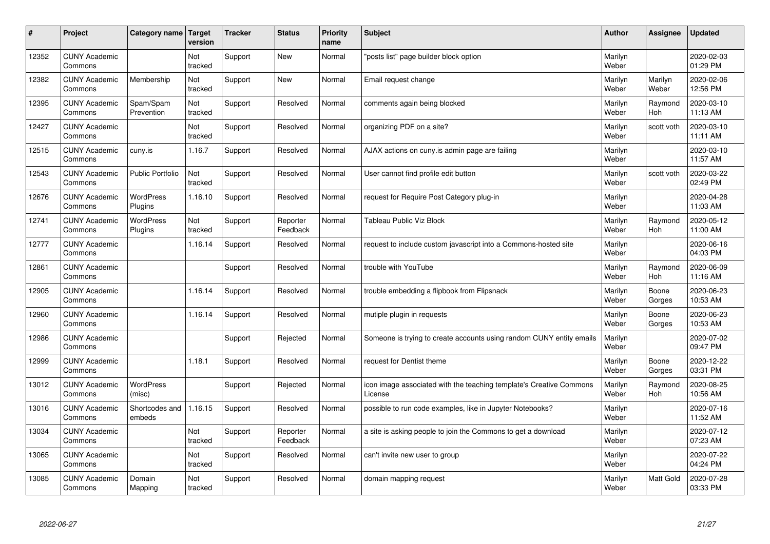| # | Project | Category name | Target version | Tracker | Status | Priority name | Subject | Author | Assignee | Updated |
|---|---|---|---|---|---|---|---|---|---|---|
| 12352 | CUNY Academic Commons | | Not tracked | Support | New | Normal | "posts list" page builder block option | Marilyn Weber | | 2020-02-03 01:29 PM |
| 12382 | CUNY Academic Commons | Membership | Not tracked | Support | New | Normal | Email request change | Marilyn Weber | Marilyn Weber | 2020-02-06 12:56 PM |
| 12395 | CUNY Academic Commons | Spam/Spam Prevention | Not tracked | Support | Resolved | Normal | comments again being blocked | Marilyn Weber | Raymond Hoh | 2020-03-10 11:13 AM |
| 12427 | CUNY Academic Commons | | Not tracked | Support | Resolved | Normal | organizing PDF on a site? | Marilyn Weber | scott voth | 2020-03-10 11:11 AM |
| 12515 | CUNY Academic Commons | cuny.is | 1.16.7 | Support | Resolved | Normal | AJAX actions on cuny.is admin page are failing | Marilyn Weber | | 2020-03-10 11:57 AM |
| 12543 | CUNY Academic Commons | Public Portfolio | Not tracked | Support | Resolved | Normal | User cannot find profile edit button | Marilyn Weber | scott voth | 2020-03-22 02:49 PM |
| 12676 | CUNY Academic Commons | WordPress Plugins | 1.16.10 | Support | Resolved | Normal | request for Require Post Category plug-in | Marilyn Weber | | 2020-04-28 11:03 AM |
| 12741 | CUNY Academic Commons | WordPress Plugins | Not tracked | Support | Reporter Feedback | Normal | Tableau Public Viz Block | Marilyn Weber | Raymond Hoh | 2020-05-12 11:00 AM |
| 12777 | CUNY Academic Commons | | 1.16.14 | Support | Resolved | Normal | request to include custom javascript into a Commons-hosted site | Marilyn Weber | | 2020-06-16 04:03 PM |
| 12861 | CUNY Academic Commons | | | Support | Resolved | Normal | trouble with YouTube | Marilyn Weber | Raymond Hoh | 2020-06-09 11:16 AM |
| 12905 | CUNY Academic Commons | | 1.16.14 | Support | Resolved | Normal | trouble embedding a flipbook from Flipsnack | Marilyn Weber | Boone Gorges | 2020-06-23 10:53 AM |
| 12960 | CUNY Academic Commons | | 1.16.14 | Support | Resolved | Normal | mutiple plugin in requests | Marilyn Weber | Boone Gorges | 2020-06-23 10:53 AM |
| 12986 | CUNY Academic Commons | | | Support | Rejected | Normal | Someone is trying to create accounts using random CUNY entity emails | Marilyn Weber | | 2020-07-02 09:47 PM |
| 12999 | CUNY Academic Commons | | 1.18.1 | Support | Resolved | Normal | request for Dentist theme | Marilyn Weber | Boone Gorges | 2020-12-22 03:31 PM |
| 13012 | CUNY Academic Commons | WordPress (misc) | | Support | Rejected | Normal | icon image associated with the teaching template's Creative Commons License | Marilyn Weber | Raymond Hoh | 2020-08-25 10:56 AM |
| 13016 | CUNY Academic Commons | Shortcodes and embeds | 1.16.15 | Support | Resolved | Normal | possible to run code examples, like in Jupyter Notebooks? | Marilyn Weber | | 2020-07-16 11:52 AM |
| 13034 | CUNY Academic Commons | | Not tracked | Support | Reporter Feedback | Normal | a site is asking people to join the Commons to get a download | Marilyn Weber | | 2020-07-12 07:23 AM |
| 13065 | CUNY Academic Commons | | Not tracked | Support | Resolved | Normal | can't invite new user to group | Marilyn Weber | | 2020-07-22 04:24 PM |
| 13085 | CUNY Academic Commons | Domain Mapping | Not tracked | Support | Resolved | Normal | domain mapping request | Marilyn Weber | Matt Gold | 2020-07-28 03:33 PM |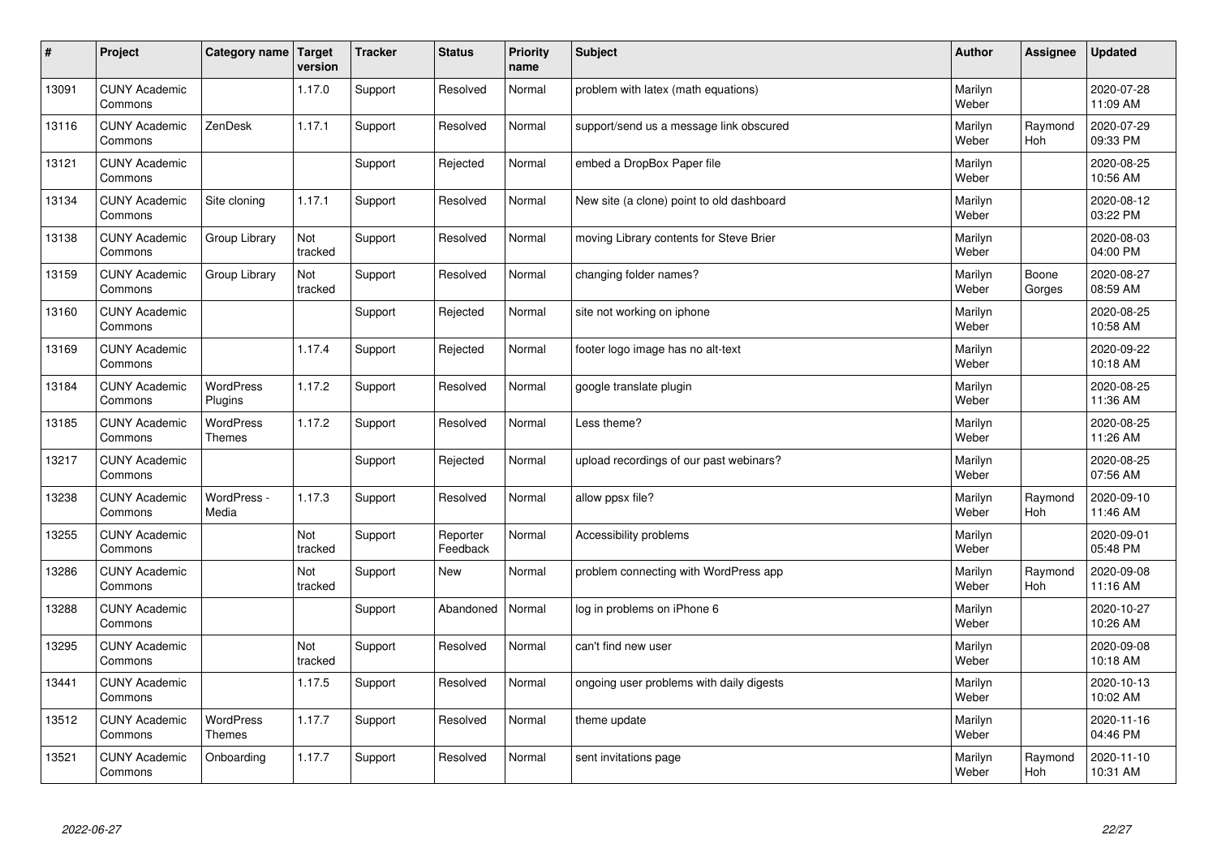| # | Project | Category name | Target version | Tracker | Status | Priority name | Subject | Author | Assignee | Updated |
|---|---|---|---|---|---|---|---|---|---|---|
| 13091 | CUNY Academic Commons | | 1.17.0 | Support | Resolved | Normal | problem with latex (math equations) | Marilyn Weber | | 2020-07-28 11:09 AM |
| 13116 | CUNY Academic Commons | ZenDesk | 1.17.1 | Support | Resolved | Normal | support/send us a message link obscured | Marilyn Weber | Raymond Hoh | 2020-07-29 09:33 PM |
| 13121 | CUNY Academic Commons | | | Support | Rejected | Normal | embed a DropBox Paper file | Marilyn Weber | | 2020-08-25 10:56 AM |
| 13134 | CUNY Academic Commons | Site cloning | 1.17.1 | Support | Resolved | Normal | New site (a clone) point to old dashboard | Marilyn Weber | | 2020-08-12 03:22 PM |
| 13138 | CUNY Academic Commons | Group Library | Not tracked | Support | Resolved | Normal | moving Library contents for Steve Brier | Marilyn Weber | | 2020-08-03 04:00 PM |
| 13159 | CUNY Academic Commons | Group Library | Not tracked | Support | Resolved | Normal | changing folder names? | Marilyn Weber | Boone Gorges | 2020-08-27 08:59 AM |
| 13160 | CUNY Academic Commons | | | Support | Rejected | Normal | site not working on iphone | Marilyn Weber | | 2020-08-25 10:58 AM |
| 13169 | CUNY Academic Commons | | 1.17.4 | Support | Rejected | Normal | footer logo image has no alt-text | Marilyn Weber | | 2020-09-22 10:18 AM |
| 13184 | CUNY Academic Commons | WordPress Plugins | 1.17.2 | Support | Resolved | Normal | google translate plugin | Marilyn Weber | | 2020-08-25 11:36 AM |
| 13185 | CUNY Academic Commons | WordPress Themes | 1.17.2 | Support | Resolved | Normal | Less theme? | Marilyn Weber | | 2020-08-25 11:26 AM |
| 13217 | CUNY Academic Commons | | | Support | Rejected | Normal | upload recordings of our past webinars? | Marilyn Weber | | 2020-08-25 07:56 AM |
| 13238 | CUNY Academic Commons | WordPress - Media | 1.17.3 | Support | Resolved | Normal | allow ppsx file? | Marilyn Weber | Raymond Hoh | 2020-09-10 11:46 AM |
| 13255 | CUNY Academic Commons | | Not tracked | Support | Reporter Feedback | Normal | Accessibility problems | Marilyn Weber | | 2020-09-01 05:48 PM |
| 13286 | CUNY Academic Commons | | Not tracked | Support | New | Normal | problem connecting with WordPress app | Marilyn Weber | Raymond Hoh | 2020-09-08 11:16 AM |
| 13288 | CUNY Academic Commons | | | Support | Abandoned | Normal | log in problems on iPhone 6 | Marilyn Weber | | 2020-10-27 10:26 AM |
| 13295 | CUNY Academic Commons | | Not tracked | Support | Resolved | Normal | can't find new user | Marilyn Weber | | 2020-09-08 10:18 AM |
| 13441 | CUNY Academic Commons | | 1.17.5 | Support | Resolved | Normal | ongoing user problems with daily digests | Marilyn Weber | | 2020-10-13 10:02 AM |
| 13512 | CUNY Academic Commons | WordPress Themes | 1.17.7 | Support | Resolved | Normal | theme update | Marilyn Weber | | 2020-11-16 04:46 PM |
| 13521 | CUNY Academic Commons | Onboarding | 1.17.7 | Support | Resolved | Normal | sent invitations page | Marilyn Weber | Raymond Hoh | 2020-11-10 10:31 AM |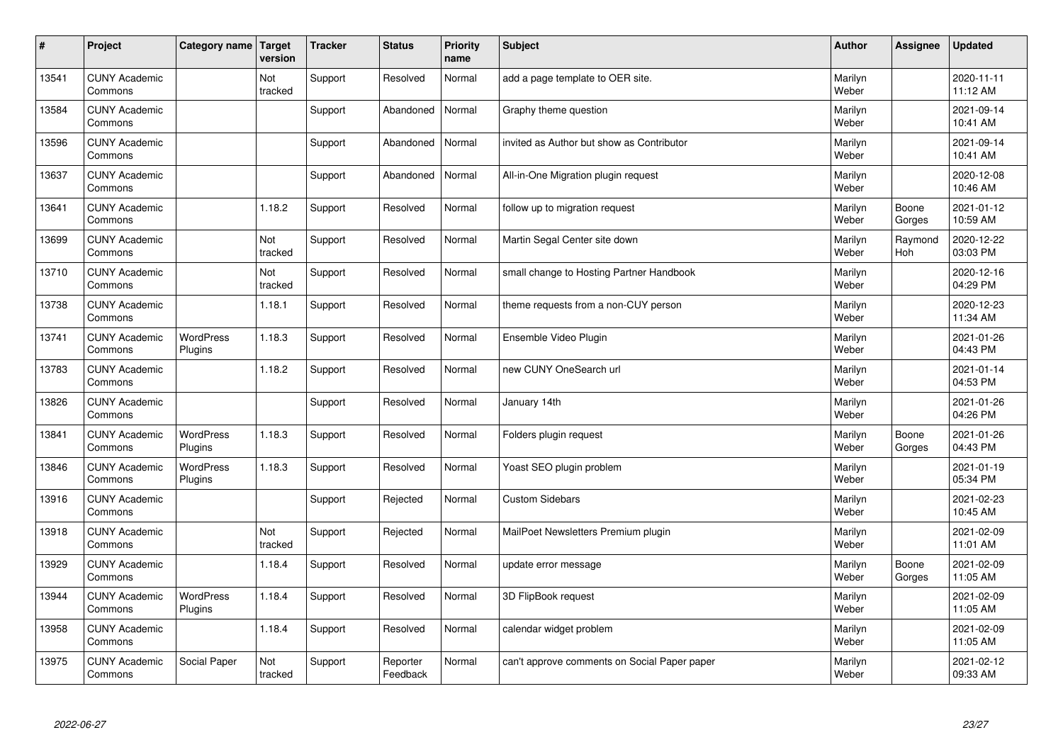| # | Project | Category name | Target version | Tracker | Status | Priority name | Subject | Author | Assignee | Updated |
|---|---|---|---|---|---|---|---|---|---|---|
| 13541 | CUNY Academic Commons | | Not tracked | Support | Resolved | Normal | add a page template to OER site. | Marilyn Weber | | 2020-11-11 11:12 AM |
| 13584 | CUNY Academic Commons | | | Support | Abandoned | Normal | Graphy theme question | Marilyn Weber | | 2021-09-14 10:41 AM |
| 13596 | CUNY Academic Commons | | | Support | Abandoned | Normal | invited as Author but show as Contributor | Marilyn Weber | | 2021-09-14 10:41 AM |
| 13637 | CUNY Academic Commons | | | Support | Abandoned | Normal | All-in-One Migration plugin request | Marilyn Weber | | 2020-12-08 10:46 AM |
| 13641 | CUNY Academic Commons | | 1.18.2 | Support | Resolved | Normal | follow up to migration request | Marilyn Weber | Boone Gorges | 2021-01-12 10:59 AM |
| 13699 | CUNY Academic Commons | | Not tracked | Support | Resolved | Normal | Martin Segal Center site down | Marilyn Weber | Raymond Hoh | 2020-12-22 03:03 PM |
| 13710 | CUNY Academic Commons | | Not tracked | Support | Resolved | Normal | small change to Hosting Partner Handbook | Marilyn Weber | | 2020-12-16 04:29 PM |
| 13738 | CUNY Academic Commons | | 1.18.1 | Support | Resolved | Normal | theme requests from a non-CUY person | Marilyn Weber | | 2020-12-23 11:34 AM |
| 13741 | CUNY Academic Commons | WordPress Plugins | 1.18.3 | Support | Resolved | Normal | Ensemble Video Plugin | Marilyn Weber | | 2021-01-26 04:43 PM |
| 13783 | CUNY Academic Commons | | 1.18.2 | Support | Resolved | Normal | new CUNY OneSearch url | Marilyn Weber | | 2021-01-14 04:53 PM |
| 13826 | CUNY Academic Commons | | | Support | Resolved | Normal | January 14th | Marilyn Weber | | 2021-01-26 04:26 PM |
| 13841 | CUNY Academic Commons | WordPress Plugins | 1.18.3 | Support | Resolved | Normal | Folders plugin request | Marilyn Weber | Boone Gorges | 2021-01-26 04:43 PM |
| 13846 | CUNY Academic Commons | WordPress Plugins | 1.18.3 | Support | Resolved | Normal | Yoast SEO plugin problem | Marilyn Weber | | 2021-01-19 05:34 PM |
| 13916 | CUNY Academic Commons | | | Support | Rejected | Normal | Custom Sidebars | Marilyn Weber | | 2021-02-23 10:45 AM |
| 13918 | CUNY Academic Commons | | Not tracked | Support | Rejected | Normal | MailPoet Newsletters Premium plugin | Marilyn Weber | | 2021-02-09 11:01 AM |
| 13929 | CUNY Academic Commons | | 1.18.4 | Support | Resolved | Normal | update error message | Marilyn Weber | Boone Gorges | 2021-02-09 11:05 AM |
| 13944 | CUNY Academic Commons | WordPress Plugins | 1.18.4 | Support | Resolved | Normal | 3D FlipBook request | Marilyn Weber | | 2021-02-09 11:05 AM |
| 13958 | CUNY Academic Commons | | 1.18.4 | Support | Resolved | Normal | calendar widget problem | Marilyn Weber | | 2021-02-09 11:05 AM |
| 13975 | CUNY Academic Commons | Social Paper | Not tracked | Support | Reporter Feedback | Normal | can't approve comments on Social Paper paper | Marilyn Weber | | 2021-02-12 09:33 AM |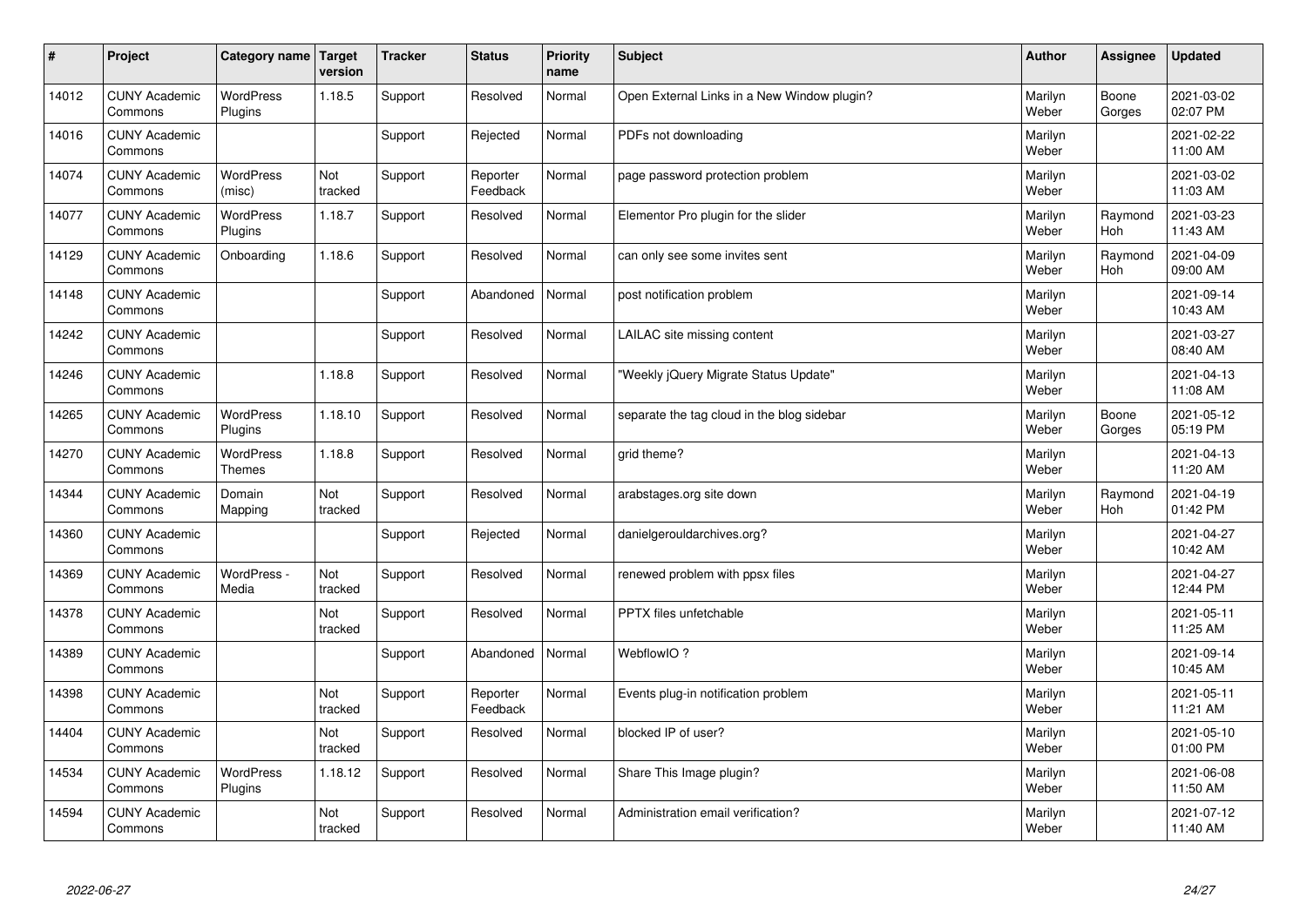| # | Project | Category name | Target version | Tracker | Status | Priority name | Subject | Author | Assignee | Updated |
|---|---|---|---|---|---|---|---|---|---|---|
| 14012 | CUNY Academic Commons | WordPress Plugins | 1.18.5 | Support | Resolved | Normal | Open External Links in a New Window plugin? | Marilyn Weber | Boone Gorges | 2021-03-02 02:07 PM |
| 14016 | CUNY Academic Commons | | | Support | Rejected | Normal | PDFs not downloading | Marilyn Weber | | 2021-02-22 11:00 AM |
| 14074 | CUNY Academic Commons | WordPress (misc) | Not tracked | Support | Reporter Feedback | Normal | page password protection problem | Marilyn Weber | | 2021-03-02 11:03 AM |
| 14077 | CUNY Academic Commons | WordPress Plugins | 1.18.7 | Support | Resolved | Normal | Elementor Pro plugin for the slider | Marilyn Weber | Raymond Hoh | 2021-03-23 11:43 AM |
| 14129 | CUNY Academic Commons | Onboarding | 1.18.6 | Support | Resolved | Normal | can only see some invites sent | Marilyn Weber | Raymond Hoh | 2021-04-09 09:00 AM |
| 14148 | CUNY Academic Commons | | | Support | Abandoned | Normal | post notification problem | Marilyn Weber | | 2021-09-14 10:43 AM |
| 14242 | CUNY Academic Commons | | | Support | Resolved | Normal | LAILAC site missing content | Marilyn Weber | | 2021-03-27 08:40 AM |
| 14246 | CUNY Academic Commons | | 1.18.8 | Support | Resolved | Normal | "Weekly jQuery Migrate Status Update" | Marilyn Weber | | 2021-04-13 11:08 AM |
| 14265 | CUNY Academic Commons | WordPress Plugins | 1.18.10 | Support | Resolved | Normal | separate the tag cloud in the blog sidebar | Marilyn Weber | Boone Gorges | 2021-05-12 05:19 PM |
| 14270 | CUNY Academic Commons | WordPress Themes | 1.18.8 | Support | Resolved | Normal | grid theme? | Marilyn Weber | | 2021-04-13 11:20 AM |
| 14344 | CUNY Academic Commons | Domain Mapping | Not tracked | Support | Resolved | Normal | arabstages.org site down | Marilyn Weber | Raymond Hoh | 2021-04-19 01:42 PM |
| 14360 | CUNY Academic Commons | | | Support | Rejected | Normal | danielgerouldarchives.org? | Marilyn Weber | | 2021-04-27 10:42 AM |
| 14369 | CUNY Academic Commons | WordPress - Media | Not tracked | Support | Resolved | Normal | renewed problem with ppsx files | Marilyn Weber | | 2021-04-27 12:44 PM |
| 14378 | CUNY Academic Commons | | Not tracked | Support | Resolved | Normal | PPTX files unfetchable | Marilyn Weber | | 2021-05-11 11:25 AM |
| 14389 | CUNY Academic Commons | | | Support | Abandoned | Normal | WebflowIO ? | Marilyn Weber | | 2021-09-14 10:45 AM |
| 14398 | CUNY Academic Commons | | Not tracked | Support | Reporter Feedback | Normal | Events plug-in notification problem | Marilyn Weber | | 2021-05-11 11:21 AM |
| 14404 | CUNY Academic Commons | | Not tracked | Support | Resolved | Normal | blocked IP of user? | Marilyn Weber | | 2021-05-10 01:00 PM |
| 14534 | CUNY Academic Commons | WordPress Plugins | 1.18.12 | Support | Resolved | Normal | Share This Image plugin? | Marilyn Weber | | 2021-06-08 11:50 AM |
| 14594 | CUNY Academic Commons | | Not tracked | Support | Resolved | Normal | Administration email verification? | Marilyn Weber | | 2021-07-12 11:40 AM |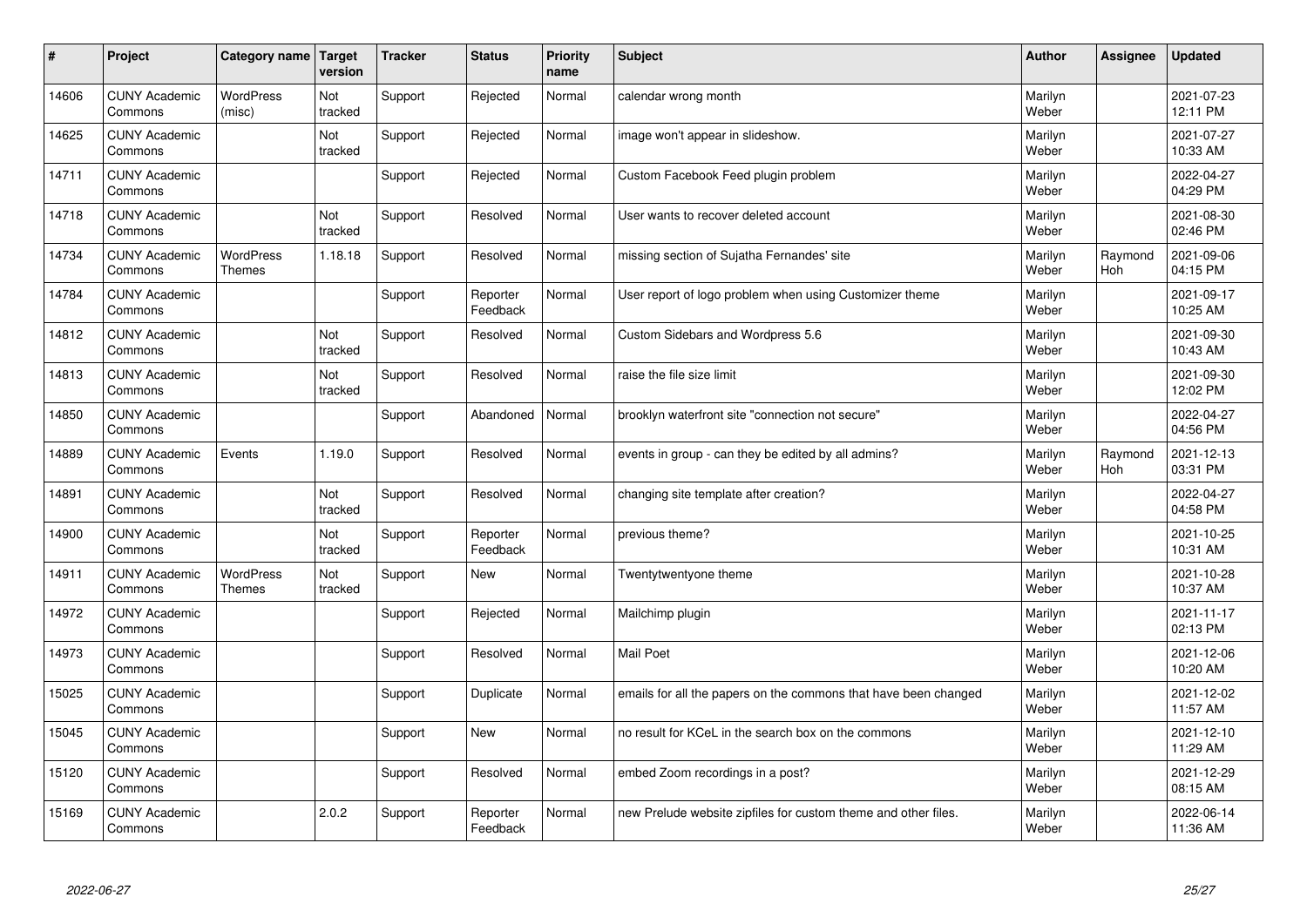| # | Project | Category name | Target version | Tracker | Status | Priority name | Subject | Author | Assignee | Updated |
|---|---|---|---|---|---|---|---|---|---|---|
| 14606 | CUNY Academic Commons | WordPress (misc) | Not tracked | Support | Rejected | Normal | calendar wrong month | Marilyn Weber | | 2021-07-23 12:11 PM |
| 14625 | CUNY Academic Commons | | Not tracked | Support | Rejected | Normal | image won't appear in slideshow. | Marilyn Weber | | 2021-07-27 10:33 AM |
| 14711 | CUNY Academic Commons | | | Support | Rejected | Normal | Custom Facebook Feed plugin problem | Marilyn Weber | | 2022-04-27 04:29 PM |
| 14718 | CUNY Academic Commons | | Not tracked | Support | Resolved | Normal | User wants to recover deleted account | Marilyn Weber | | 2021-08-30 02:46 PM |
| 14734 | CUNY Academic Commons | WordPress Themes | 1.18.18 | Support | Resolved | Normal | missing section of Sujatha Fernandes' site | Marilyn Weber | Raymond Hoh | 2021-09-06 04:15 PM |
| 14784 | CUNY Academic Commons | | | Support | Reporter Feedback | Normal | User report of logo problem when using Customizer theme | Marilyn Weber | | 2021-09-17 10:25 AM |
| 14812 | CUNY Academic Commons | | Not tracked | Support | Resolved | Normal | Custom Sidebars and Wordpress 5.6 | Marilyn Weber | | 2021-09-30 10:43 AM |
| 14813 | CUNY Academic Commons | | Not tracked | Support | Resolved | Normal | raise the file size limit | Marilyn Weber | | 2021-09-30 12:02 PM |
| 14850 | CUNY Academic Commons | | | Support | Abandoned | Normal | brooklyn waterfront site "connection not secure" | Marilyn Weber | | 2022-04-27 04:56 PM |
| 14889 | CUNY Academic Commons | Events | 1.19.0 | Support | Resolved | Normal | events in group - can they be edited by all admins? | Marilyn Weber | Raymond Hoh | 2021-12-13 03:31 PM |
| 14891 | CUNY Academic Commons | | Not tracked | Support | Resolved | Normal | changing site template after creation? | Marilyn Weber | | 2022-04-27 04:58 PM |
| 14900 | CUNY Academic Commons | | Not tracked | Support | Reporter Feedback | Normal | previous theme? | Marilyn Weber | | 2021-10-25 10:31 AM |
| 14911 | CUNY Academic Commons | WordPress Themes | Not tracked | Support | New | Normal | Twentytwentyone theme | Marilyn Weber | | 2021-10-28 10:37 AM |
| 14972 | CUNY Academic Commons | | | Support | Rejected | Normal | Mailchimp plugin | Marilyn Weber | | 2021-11-17 02:13 PM |
| 14973 | CUNY Academic Commons | | | Support | Resolved | Normal | Mail Poet | Marilyn Weber | | 2021-12-06 10:20 AM |
| 15025 | CUNY Academic Commons | | | Support | Duplicate | Normal | emails for all the papers on the commons that have been changed | Marilyn Weber | | 2021-12-02 11:57 AM |
| 15045 | CUNY Academic Commons | | | Support | New | Normal | no result for KCeL in the search box on the commons | Marilyn Weber | | 2021-12-10 11:29 AM |
| 15120 | CUNY Academic Commons | | | Support | Resolved | Normal | embed Zoom recordings in a post? | Marilyn Weber | | 2021-12-29 08:15 AM |
| 15169 | CUNY Academic Commons | | 2.0.2 | Support | Reporter Feedback | Normal | new Prelude website zipfiles for custom theme and other files. | Marilyn Weber | | 2022-06-14 11:36 AM |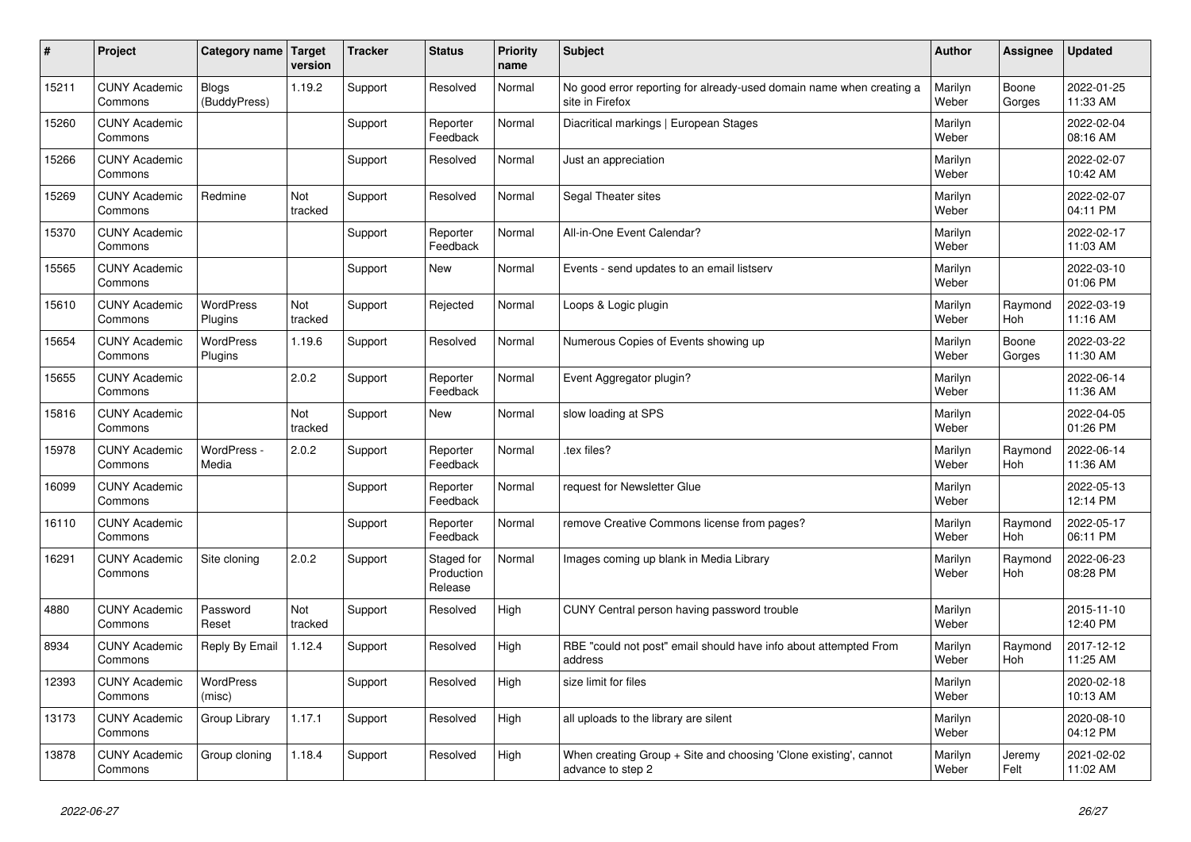| # | Project | Category name | Target version | Tracker | Status | Priority name | Subject | Author | Assignee | Updated |
|---|---|---|---|---|---|---|---|---|---|---|
| 15211 | CUNY Academic Commons | Blogs (BuddyPress) | 1.19.2 | Support | Resolved | Normal | No good error reporting for already-used domain name when creating a site in Firefox | Marilyn Weber | Boone Gorges | 2022-01-25 11:33 AM |
| 15260 | CUNY Academic Commons | | | Support | Reporter Feedback | Normal | Diacritical markings \| European Stages | Marilyn Weber | | 2022-02-04 08:16 AM |
| 15266 | CUNY Academic Commons | | | Support | Resolved | Normal | Just an appreciation | Marilyn Weber | | 2022-02-07 10:42 AM |
| 15269 | CUNY Academic Commons | Redmine | Not tracked | Support | Resolved | Normal | Segal Theater sites | Marilyn Weber | | 2022-02-07 04:11 PM |
| 15370 | CUNY Academic Commons | | | Support | Reporter Feedback | Normal | All-in-One Event Calendar? | Marilyn Weber | | 2022-02-17 11:03 AM |
| 15565 | CUNY Academic Commons | | | Support | New | Normal | Events - send updates to an email listserv | Marilyn Weber | | 2022-03-10 01:06 PM |
| 15610 | CUNY Academic Commons | WordPress Plugins | Not tracked | Support | Rejected | Normal | Loops & Logic plugin | Marilyn Weber | Raymond Hoh | 2022-03-19 11:16 AM |
| 15654 | CUNY Academic Commons | WordPress Plugins | 1.19.6 | Support | Resolved | Normal | Numerous Copies of Events showing up | Marilyn Weber | Boone Gorges | 2022-03-22 11:30 AM |
| 15655 | CUNY Academic Commons | | 2.0.2 | Support | Reporter Feedback | Normal | Event Aggregator plugin? | Marilyn Weber | | 2022-06-14 11:36 AM |
| 15816 | CUNY Academic Commons | | Not tracked | Support | New | Normal | slow loading at SPS | Marilyn Weber | | 2022-04-05 01:26 PM |
| 15978 | CUNY Academic Commons | WordPress - Media | 2.0.2 | Support | Reporter Feedback | Normal | .tex files? | Marilyn Weber | Raymond Hoh | 2022-06-14 11:36 AM |
| 16099 | CUNY Academic Commons | | | Support | Reporter Feedback | Normal | request for Newsletter Glue | Marilyn Weber | | 2022-05-13 12:14 PM |
| 16110 | CUNY Academic Commons | | | Support | Reporter Feedback | Normal | remove Creative Commons license from pages? | Marilyn Weber | Raymond Hoh | 2022-05-17 06:11 PM |
| 16291 | CUNY Academic Commons | Site cloning | 2.0.2 | Support | Staged for Production Release | Normal | Images coming up blank in Media Library | Marilyn Weber | Raymond Hoh | 2022-06-23 08:28 PM |
| 4880 | CUNY Academic Commons | Password Reset | Not tracked | Support | Resolved | High | CUNY Central person having password trouble | Marilyn Weber | | 2015-11-10 12:40 PM |
| 8934 | CUNY Academic Commons | Reply By Email | 1.12.4 | Support | Resolved | High | RBE "could not post" email should have info about attempted From address | Marilyn Weber | Raymond Hoh | 2017-12-12 11:25 AM |
| 12393 | CUNY Academic Commons | WordPress (misc) | | Support | Resolved | High | size limit for files | Marilyn Weber | | 2020-02-18 10:13 AM |
| 13173 | CUNY Academic Commons | Group Library | 1.17.1 | Support | Resolved | High | all uploads to the library are silent | Marilyn Weber | | 2020-08-10 04:12 PM |
| 13878 | CUNY Academic Commons | Group cloning | 1.18.4 | Support | Resolved | High | When creating Group + Site and choosing 'Clone existing', cannot advance to step 2 | Marilyn Weber | Jeremy Felt | 2021-02-02 11:02 AM |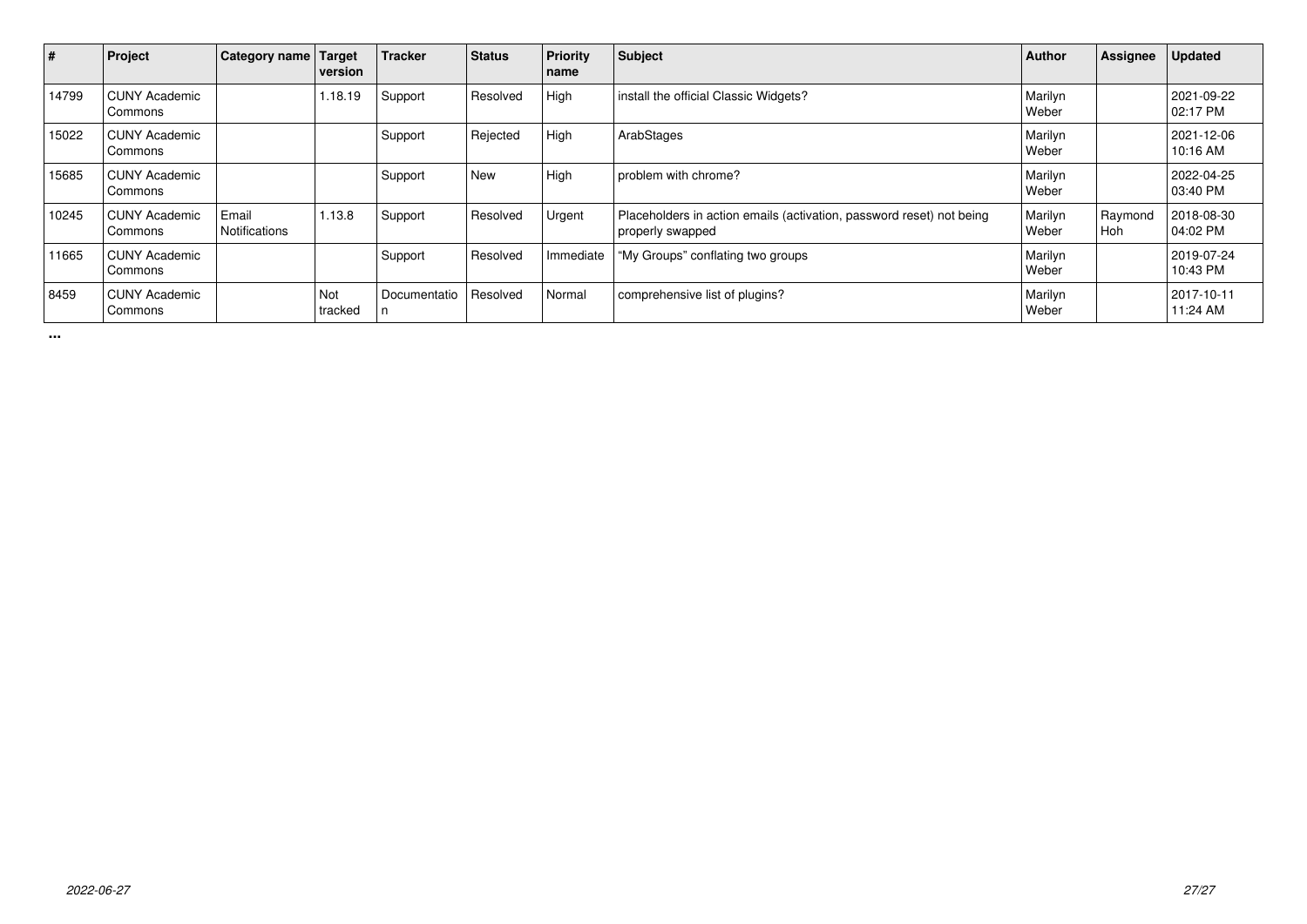| # | Project | Category name | Target version | Tracker | Status | Priority name | Subject | Author | Assignee | Updated |
|---|---|---|---|---|---|---|---|---|---|---|
| 14799 | CUNY Academic Commons | | 1.18.19 | Support | Resolved | High | install the official Classic Widgets? | Marilyn Weber | | 2021-09-22 02:17 PM |
| 15022 | CUNY Academic Commons | | | Support | Rejected | High | ArabStages | Marilyn Weber | | 2021-12-06 10:16 AM |
| 15685 | CUNY Academic Commons | | | Support | New | High | problem with chrome? | Marilyn Weber | | 2022-04-25 03:40 PM |
| 10245 | CUNY Academic Commons | Email Notifications | 1.13.8 | Support | Resolved | Urgent | Placeholders in action emails (activation, password reset) not being properly swapped | Marilyn Weber | Raymond Hoh | 2018-08-30 04:02 PM |
| 11665 | CUNY Academic Commons | | | Support | Resolved | Immediate | "My Groups" conflating two groups | Marilyn Weber | | 2019-07-24 10:43 PM |
| 8459 | CUNY Academic Commons | | Not tracked | Documentation | Resolved | Normal | comprehensive list of plugins? | Marilyn Weber | | 2017-10-11 11:24 AM |

...